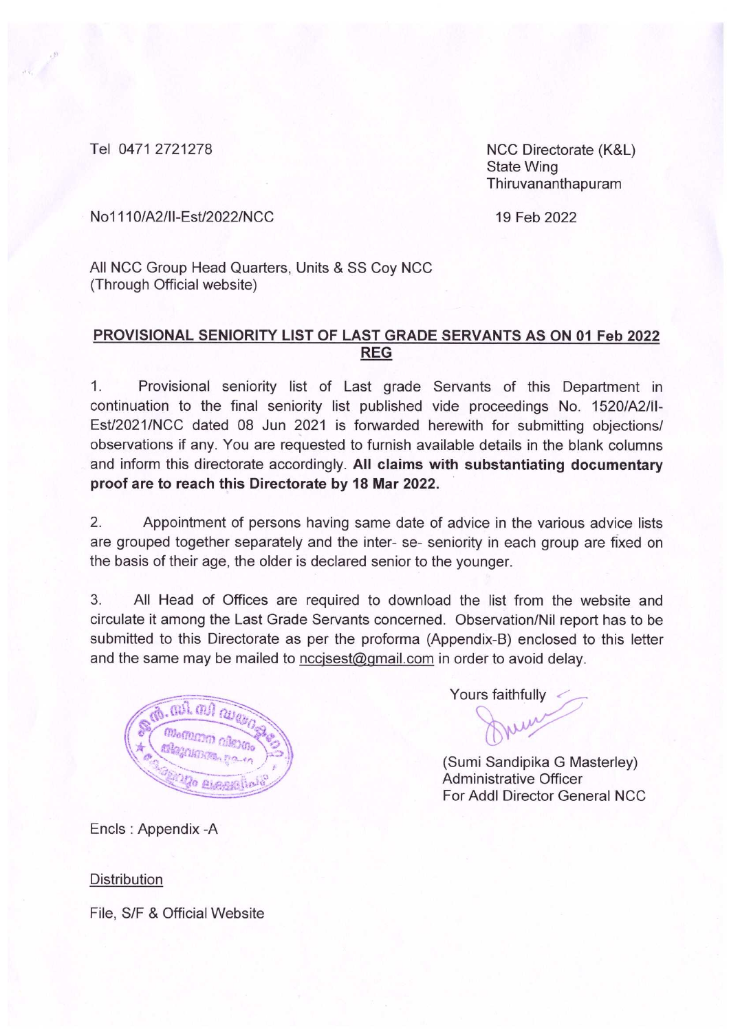Tel 0471 2721278

NCC Directorate (K&L)
State Wing
Thiruvananthapuram

No1110/A2/II-Est/2022/NCC

19 Feb 2022

All NCC Group Head Quarters, Units & SS Coy NCC
(Through Official website)

**PROVISIONAL SENIORITY LIST OF LAST GRADE SERVANTS AS ON 01 Feb 2022 REG**

1. Provisional seniority list of Last grade Servants of this Department in continuation to the final seniority list published vide proceedings No. 1520/A2/II-Est/2021/NCC dated 08 Jun 2021 is forwarded herewith for submitting objections/ observations if any. You are requested to furnish available details in the blank columns and inform this directorate accordingly. **All claims with substantiating documentary proof are to reach this Directorate by 18 Mar 2022.**

2. Appointment of persons having same date of advice in the various advice lists are grouped together separately and the inter- se- seniority in each group are fixed on the basis of their age, the older is declared senior to the younger.

3. All Head of Offices are required to download the list from the website and circulate it among the Last Grade Servants concerned. Observation/Nil report has to be submitted to this Directorate as per the proforma (Appendix-B) enclosed to this letter and the same may be mailed to nccjsest@gmail.com in order to avoid delay.

Yours faithfully

(Sumi Sandipika G Masterley)
Administrative Officer
For Addl Director General NCC

Encls : Appendix -A

Distribution

File, S/F & Official Website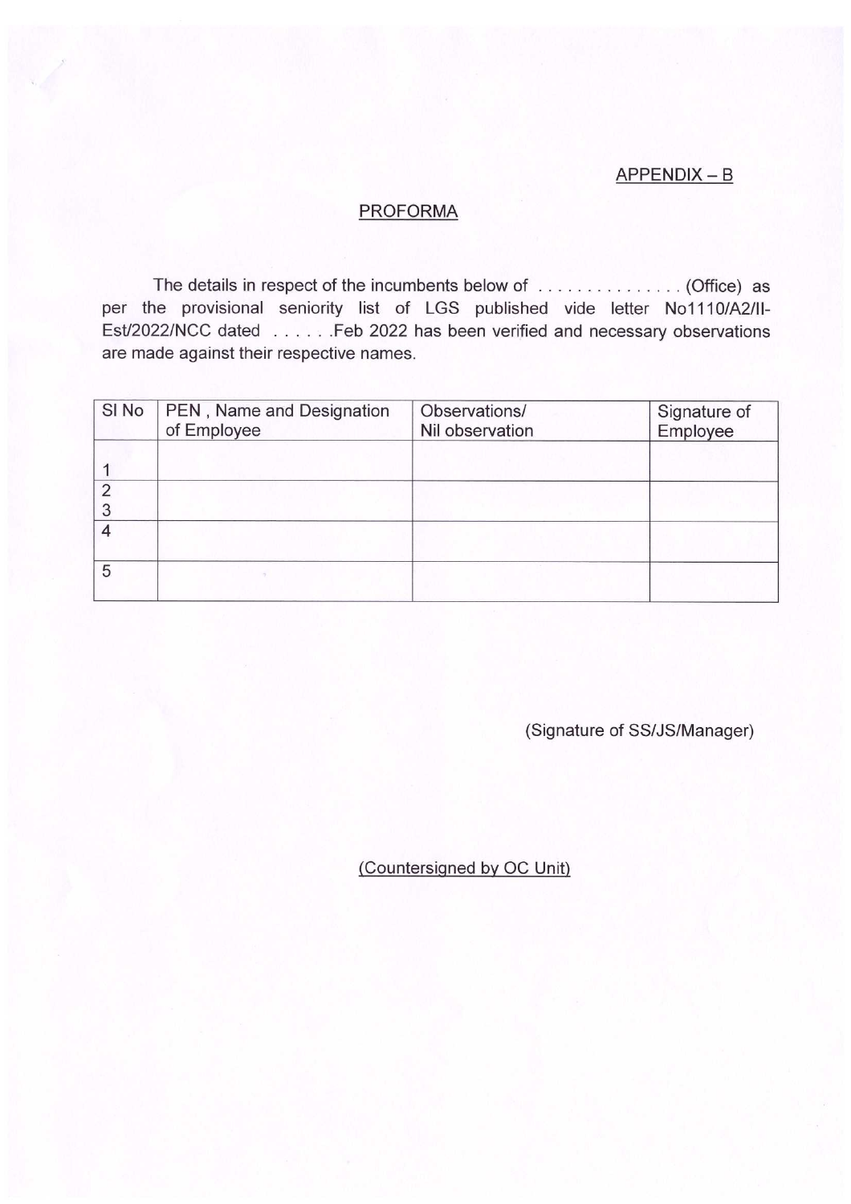APPENDIX – B

PROFORMA

The details in respect of the incumbents below of . . . . . . . . . . . . . . . (Office) as per the provisional seniority list of LGS published vide letter No1110/A2/II-Est/2022/NCC dated . . . . . .Feb 2022 has been verified and necessary observations are made against their respective names.

| Sl No | PEN , Name and Designation of Employee | Observations/ Nil observation | Signature of Employee |
|---|---|---|---|
| 1 | | | |
| 2<br>3 | | | |
| 4 | | | |
| 5 | | | |

(Signature of SS/JS/Manager)

(Countersigned by OC Unit)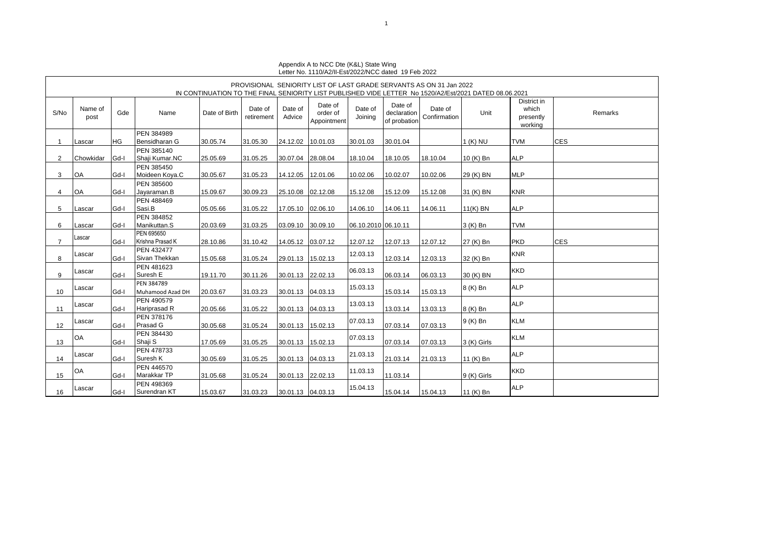Appendix A to NCC Dte (K&L) State Wing
Letter No. 1110/A2/II-Est/2022/NCC dated 19 Feb 2022

PROVISIONAL SENIORITY LIST OF LAST GRADE SERVANTS AS ON 31 Jan 2022
IN CONTINUATION TO THE FINAL SENIORITY LIST PUBLISHED VIDE LETTER No 1520/A2/Est/2021 DATED 08.06.2021

| S/No | Name of post | Gde | Name | Date of Birth | Date of retirement | Date of Advice | Date of order of Appointment | Date of Joining | Date of declaration of probation | Date of Confirmation | Unit | District in which presently working | Remarks |
|---|---|---|---|---|---|---|---|---|---|---|---|---|---|
| 1 | Lascar | HG | PEN 384989 Bensidharan G | 30.05.74 | 31.05.30 | 24.12.02 | 10.01.03 | 30.01.03 | 30.01.04 | | 1 (K) NU | TVM | CES |
| 2 | Chowkidar | Gd-I | PEN 385140 Shaji Kumar.NC | 25.05.69 | 31.05.25 | 30.07.04 | 28.08.04 | 18.10.04 | 18.10.05 | 18.10.04 | 10 (K) Bn | ALP | |
| 3 | OA | Gd-I | PEN 385450 Moideen Koya.C | 30.05.67 | 31.05.23 | 14.12.05 | 12.01.06 | 10.02.06 | 10.02.07 | 10.02.06 | 29 (K) BN | MLP | |
| 4 | OA | Gd-I | PEN 385600 Jayaraman.B | 15.09.67 | 30.09.23 | 25.10.08 | 02.12.08 | 15.12.08 | 15.12.09 | 15.12.08 | 31 (K) BN | KNR | |
| 5 | Lascar | Gd-I | PEN 488469 Sasi.B | 05.05.66 | 31.05.22 | 17.05.10 | 02.06.10 | 14.06.10 | 14.06.11 | 14.06.11 | 11(K) BN | ALP | |
| 6 | Lascar | Gd-I | PEN 384852 Manikuttan.S | 20.03.69 | 31.03.25 | 03.09.10 | 30.09.10 | 06.10.2010 | 06.10.11 | | 3 (K) Bn | TVM | |
| 7 | Lascar | Gd-I | PEN 695650 Krishna Prasad K | 28.10.86 | 31.10.42 | 14.05.12 | 03.07.12 | 12.07.12 | 12.07.13 | 12.07.12 | 27 (K) Bn | PKD | CES |
| 8 | Lascar | Gd-I | PEN 432477 Sivan Thekkan | 15.05.68 | 31.05.24 | 29.01.13 | 15.02.13 | 12.03.13 | 12.03.14 | 12.03.13 | 32 (K) Bn | KNR | |
| 9 | Lascar | Gd-I | PEN 481623 Suresh E | 19.11.70 | 30.11.26 | 30.01.13 | 22.02.13 | 06.03.13 | 06.03.14 | 06.03.13 | 30 (K) BN | KKD | |
| 10 | Lascar | Gd-I | PEN 384789 Muhamood Azad DH | 20.03.67 | 31.03.23 | 30.01.13 | 04.03.13 | 15.03.13 | 15.03.14 | 15.03.13 | 8 (K) Bn | ALP | |
| 11 | Lascar | Gd-I | PEN 490579 Hariprasad R | 20.05.66 | 31.05.22 | 30.01.13 | 04.03.13 | 13.03.13 | 13.03.14 | 13.03.13 | 8 (K) Bn | ALP | |
| 12 | Lascar | Gd-I | PEN 378176 Prasad G | 30.05.68 | 31.05.24 | 30.01.13 | 15.02.13 | 07.03.13 | 07.03.14 | 07.03.13 | 9 (K) Bn | KLM | |
| 13 | OA | Gd-I | PEN 384430 Shaji S | 17.05.69 | 31.05.25 | 30.01.13 | 15.02.13 | 07.03.13 | 07.03.14 | 07.03.13 | 3 (K) Girls | KLM | |
| 14 | Lascar | Gd-I | PEN 478733 Suresh K | 30.05.69 | 31.05.25 | 30.01.13 | 04.03.13 | 21.03.13 | 21.03.14 | 21.03.13 | 11 (K) Bn | ALP | |
| 15 | OA | Gd-I | PEN 446570 Marakkar TP | 31.05.68 | 31.05.24 | 30.01.13 | 22.02.13 | 11.03.13 | 11.03.14 | | 9 (K) Girls | KKD | |
| 16 | Lascar | Gd-I | PEN 498369 Surendran KT | 15.03.67 | 31.03.23 | 30.01.13 | 04.03.13 | 15.04.13 | 15.04.14 | 15.04.13 | 11 (K) Bn | ALP | |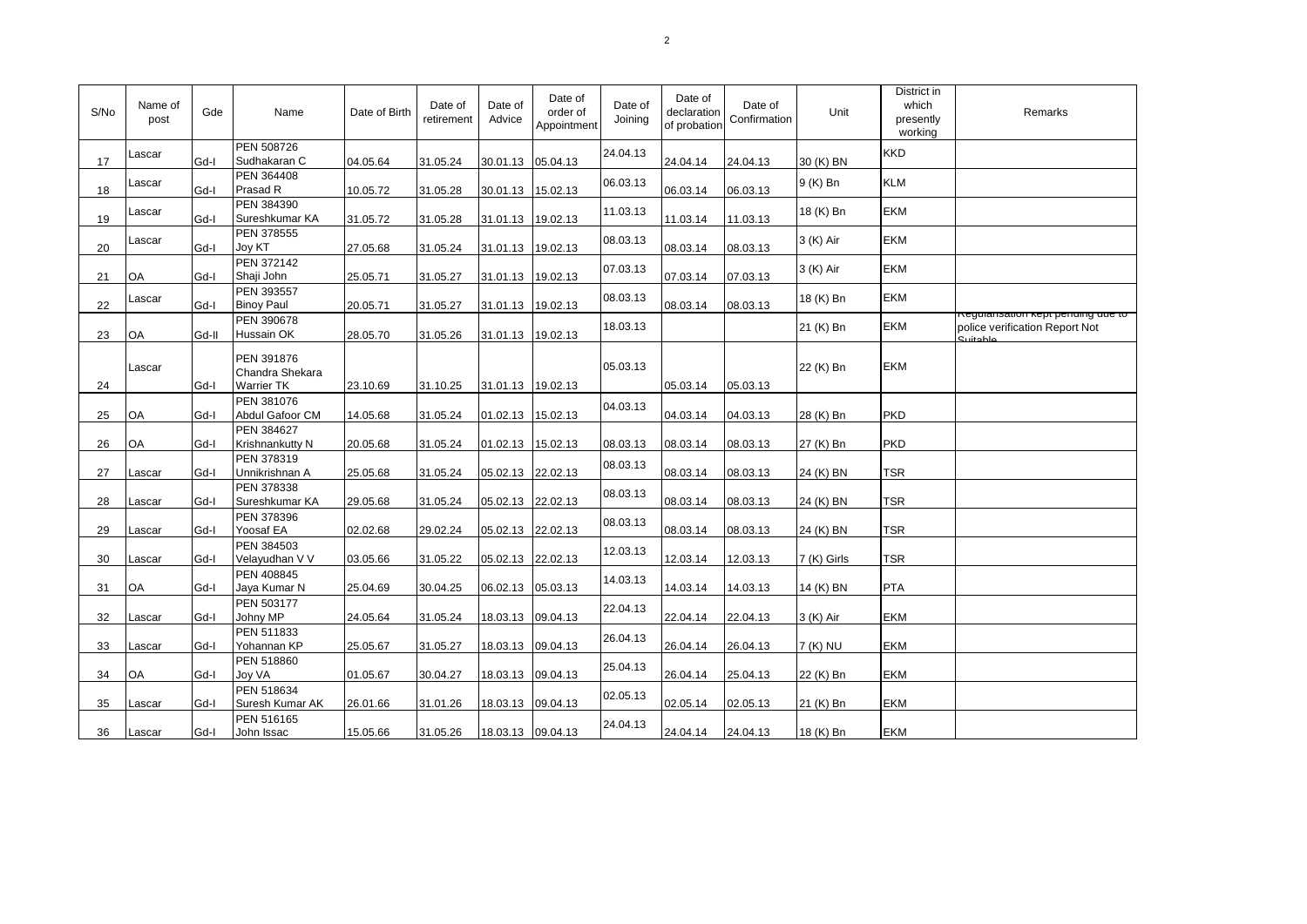| S/No | Name of post | Gde | Name | Date of Birth | Date of retirement | Date of Advice | Date of order of Appointment | Date of Joining | Date of declaration of probation | Date of Confirmation | Unit | District in which presently working | Remarks |
|---|---|---|---|---|---|---|---|---|---|---|---|---|---|
| 17 | Lascar | Gd-I | PEN 508726 Sudhakaran C | 04.05.64 | 31.05.24 | 30.01.13 | 05.04.13 | 24.04.13 | 24.04.14 | 24.04.13 | 30 (K) BN | KKD | |
| 18 | Lascar | Gd-I | PEN 364408 Prasad R | 10.05.72 | 31.05.28 | 30.01.13 | 15.02.13 | 06.03.13 | 06.03.14 | 06.03.13 | 9 (K) Bn | KLM | |
| 19 | Lascar | Gd-I | PEN 384390 Sureshkumar KA | 31.05.72 | 31.05.28 | 31.01.13 | 19.02.13 | 11.03.13 | 11.03.14 | 11.03.13 | 18 (K) Bn | EKM | |
| 20 | Lascar | Gd-I | PEN 378555 Joy KT | 27.05.68 | 31.05.24 | 31.01.13 | 19.02.13 | 08.03.13 | 08.03.14 | 08.03.13 | 3 (K) Air | EKM | |
| 21 | OA | Gd-I | PEN 372142 Shaji John | 25.05.71 | 31.05.27 | 31.01.13 | 19.02.13 | 07.03.13 | 07.03.14 | 07.03.13 | 3 (K) Air | EKM | |
| 22 | Lascar | Gd-I | PEN 393557 Binoy Paul | 20.05.71 | 31.05.27 | 31.01.13 | 19.02.13 | 08.03.13 | 08.03.14 | 08.03.13 | 18 (K) Bn | EKM | |
| 23 | OA | Gd-II | PEN 390678 Hussain OK | 28.05.70 | 31.05.26 | 31.01.13 | 19.02.13 | 18.03.13 | | | 21 (K) Bn | EKM | Regularisation kept pending due to police verification Report Not Suitable |
| 24 | Lascar | Gd-I | PEN 391876 Chandra Shekara Warrier TK | 23.10.69 | 31.10.25 | 31.01.13 | 19.02.13 | 05.03.13 | 05.03.14 | 05.03.13 | 22 (K) Bn | EKM | |
| 25 | OA | Gd-I | PEN 381076 Abdul Gafoor CM | 14.05.68 | 31.05.24 | 01.02.13 | 15.02.13 | 04.03.13 | 04.03.14 | 04.03.13 | 28 (K) Bn | PKD | |
| 26 | OA | Gd-I | PEN 384627 Krishnankutty N | 20.05.68 | 31.05.24 | 01.02.13 | 15.02.13 | 08.03.13 | 08.03.14 | 08.03.13 | 27 (K) Bn | PKD | |
| 27 | Lascar | Gd-I | PEN 378319 Unnikrishnan A | 25.05.68 | 31.05.24 | 05.02.13 | 22.02.13 | 08.03.13 | 08.03.14 | 08.03.13 | 24 (K) BN | TSR | |
| 28 | Lascar | Gd-I | PEN 378338 Sureshkumar KA | 29.05.68 | 31.05.24 | 05.02.13 | 22.02.13 | 08.03.13 | 08.03.14 | 08.03.13 | 24 (K) BN | TSR | |
| 29 | Lascar | Gd-I | PEN 378396 Yoosaf EA | 02.02.68 | 29.02.24 | 05.02.13 | 22.02.13 | 08.03.13 | 08.03.14 | 08.03.13 | 24 (K) BN | TSR | |
| 30 | Lascar | Gd-I | PEN 384503 Velayudhan V V | 03.05.66 | 31.05.22 | 05.02.13 | 22.02.13 | 12.03.13 | 12.03.14 | 12.03.13 | 7 (K) Girls | TSR | |
| 31 | OA | Gd-I | PEN 408845 Jaya Kumar N | 25.04.69 | 30.04.25 | 06.02.13 | 05.03.13 | 14.03.13 | 14.03.14 | 14.03.13 | 14 (K) BN | PTA | |
| 32 | Lascar | Gd-I | PEN 503177 Johny MP | 24.05.64 | 31.05.24 | 18.03.13 | 09.04.13 | 22.04.13 | 22.04.14 | 22.04.13 | 3 (K) Air | EKM | |
| 33 | Lascar | Gd-I | PEN 511833 Yohannan KP | 25.05.67 | 31.05.27 | 18.03.13 | 09.04.13 | 26.04.13 | 26.04.14 | 26.04.13 | 7 (K) NU | EKM | |
| 34 | OA | Gd-I | PEN 518860 Joy VA | 01.05.67 | 30.04.27 | 18.03.13 | 09.04.13 | 25.04.13 | 26.04.14 | 25.04.13 | 22 (K) Bn | EKM | |
| 35 | Lascar | Gd-I | PEN 518634 Suresh Kumar AK | 26.01.66 | 31.01.26 | 18.03.13 | 09.04.13 | 02.05.13 | 02.05.14 | 02.05.13 | 21 (K) Bn | EKM | |
| 36 | Lascar | Gd-I | PEN 516165 John Issac | 15.05.66 | 31.05.26 | 18.03.13 | 09.04.13 | 24.04.13 | 24.04.14 | 24.04.13 | 18 (K) Bn | EKM | |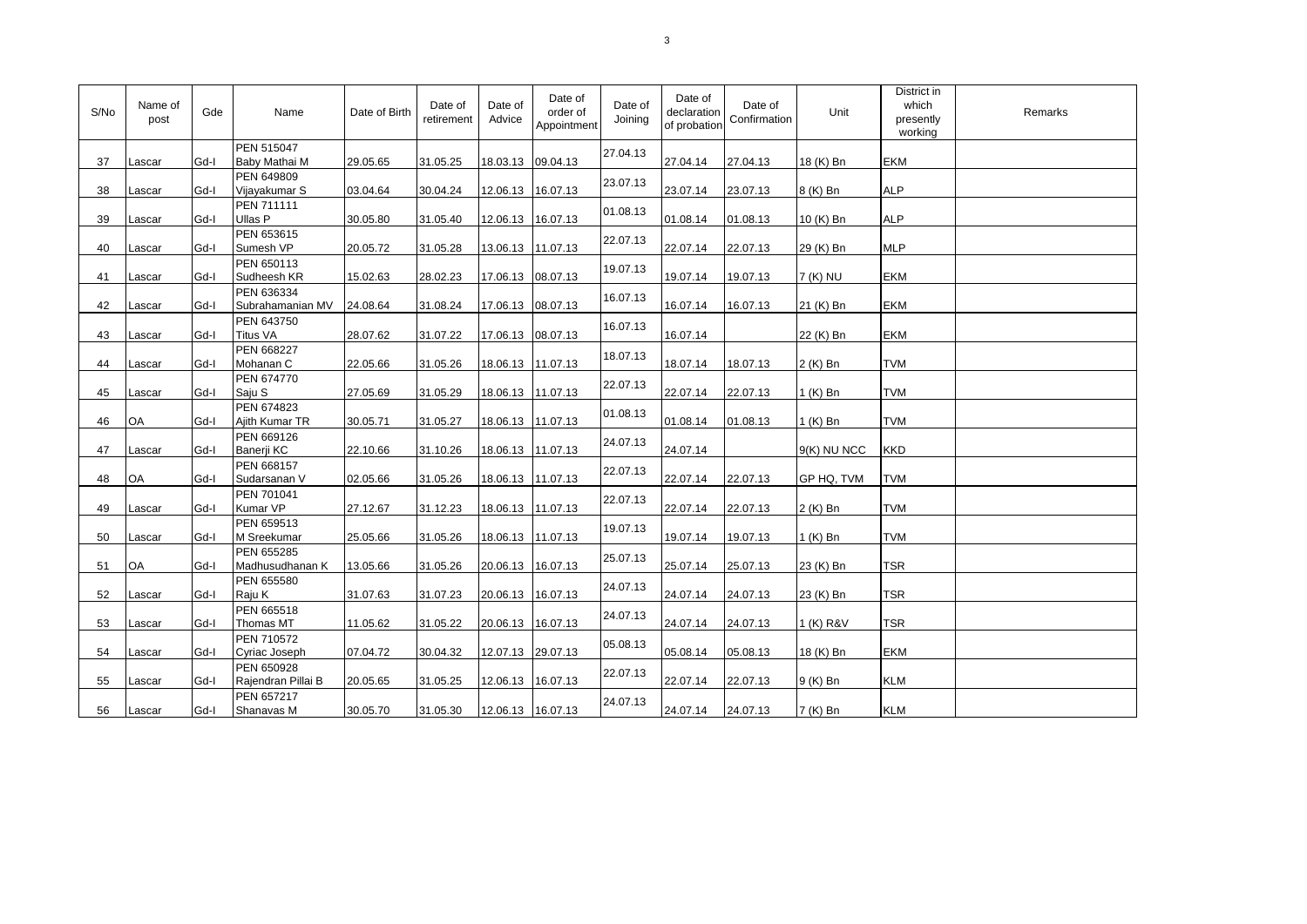| S/No | Name of post | Gde | Name | Date of Birth | Date of retirement | Date of Advice | Date of order of Appointment | Date of Joining | Date of declaration of probation | Date of Confirmation | Unit | District in which presently working | Remarks |
|---|---|---|---|---|---|---|---|---|---|---|---|---|---|
| 37 | Lascar | Gd-I | PEN 515047 Baby Mathai M | 29.05.65 | 31.05.25 | 18.03.13 | 09.04.13 | 27.04.13 | 27.04.14 | 27.04.13 | 18 (K) Bn | EKM | |
| 38 | Lascar | Gd-I | PEN 649809 Vijayakumar S | 03.04.64 | 30.04.24 | 12.06.13 | 16.07.13 | 23.07.13 | 23.07.14 | 23.07.13 | 8 (K) Bn | ALP | |
| 39 | Lascar | Gd-I | PEN 711111 Ullas P | 30.05.80 | 31.05.40 | 12.06.13 | 16.07.13 | 01.08.13 | 01.08.14 | 01.08.13 | 10 (K) Bn | ALP | |
| 40 | Lascar | Gd-I | PEN 653615 Sumesh VP | 20.05.72 | 31.05.28 | 13.06.13 | 11.07.13 | 22.07.13 | 22.07.14 | 22.07.13 | 29 (K) Bn | MLP | |
| 41 | Lascar | Gd-I | PEN 650113 Sudheesh KR | 15.02.63 | 28.02.23 | 17.06.13 | 08.07.13 | 19.07.13 | 19.07.14 | 19.07.13 | 7 (K) NU | EKM | |
| 42 | Lascar | Gd-I | PEN 636334 Subrahamanian MV | 24.08.64 | 31.08.24 | 17.06.13 | 08.07.13 | 16.07.13 | 16.07.14 | 16.07.13 | 21 (K) Bn | EKM | |
| 43 | Lascar | Gd-I | PEN 643750 Titus VA | 28.07.62 | 31.07.22 | 17.06.13 | 08.07.13 | 16.07.13 | 16.07.14 | | 22 (K) Bn | EKM | |
| 44 | Lascar | Gd-I | PEN 668227 Mohanan C | 22.05.66 | 31.05.26 | 18.06.13 | 11.07.13 | 18.07.13 | 18.07.14 | 18.07.13 | 2 (K) Bn | TVM | |
| 45 | Lascar | Gd-I | PEN 674770 Saju S | 27.05.69 | 31.05.29 | 18.06.13 | 11.07.13 | 22.07.13 | 22.07.14 | 22.07.13 | 1 (K) Bn | TVM | |
| 46 | OA | Gd-I | PEN 674823 Ajith Kumar TR | 30.05.71 | 31.05.27 | 18.06.13 | 11.07.13 | 01.08.13 | 01.08.14 | 01.08.13 | 1 (K) Bn | TVM | |
| 47 | Lascar | Gd-I | PEN 669126 Banerji KC | 22.10.66 | 31.10.26 | 18.06.13 | 11.07.13 | 24.07.13 | 24.07.14 | | 9(K) NU NCC | KKD | |
| 48 | OA | Gd-I | PEN 668157 Sudarsanan V | 02.05.66 | 31.05.26 | 18.06.13 | 11.07.13 | 22.07.13 | 22.07.14 | 22.07.13 | GP HQ, TVM | TVM | |
| 49 | Lascar | Gd-I | PEN 701041 Kumar VP | 27.12.67 | 31.12.23 | 18.06.13 | 11.07.13 | 22.07.13 | 22.07.14 | 22.07.13 | 2 (K) Bn | TVM | |
| 50 | Lascar | Gd-I | PEN 659513 M Sreekumar | 25.05.66 | 31.05.26 | 18.06.13 | 11.07.13 | 19.07.13 | 19.07.14 | 19.07.13 | 1 (K) Bn | TVM | |
| 51 | OA | Gd-I | PEN 655285 Madhusudhanan K | 13.05.66 | 31.05.26 | 20.06.13 | 16.07.13 | 25.07.13 | 25.07.14 | 25.07.13 | 23 (K) Bn | TSR | |
| 52 | Lascar | Gd-I | PEN 655580 Raju K | 31.07.63 | 31.07.23 | 20.06.13 | 16.07.13 | 24.07.13 | 24.07.14 | 24.07.13 | 23 (K) Bn | TSR | |
| 53 | Lascar | Gd-I | PEN 665518 Thomas MT | 11.05.62 | 31.05.22 | 20.06.13 | 16.07.13 | 24.07.13 | 24.07.14 | 24.07.13 | 1 (K) R&V | TSR | |
| 54 | Lascar | Gd-I | PEN 710572 Cyriac Joseph | 07.04.72 | 30.04.32 | 12.07.13 | 29.07.13 | 05.08.13 | 05.08.14 | 05.08.13 | 18 (K) Bn | EKM | |
| 55 | Lascar | Gd-I | PEN 650928 Rajendran Pillai B | 20.05.65 | 31.05.25 | 12.06.13 | 16.07.13 | 22.07.13 | 22.07.14 | 22.07.13 | 9 (K) Bn | KLM | |
| 56 | Lascar | Gd-I | PEN 657217 Shanavas M | 30.05.70 | 31.05.30 | 12.06.13 | 16.07.13 | 24.07.13 | 24.07.14 | 24.07.13 | 7 (K) Bn | KLM | |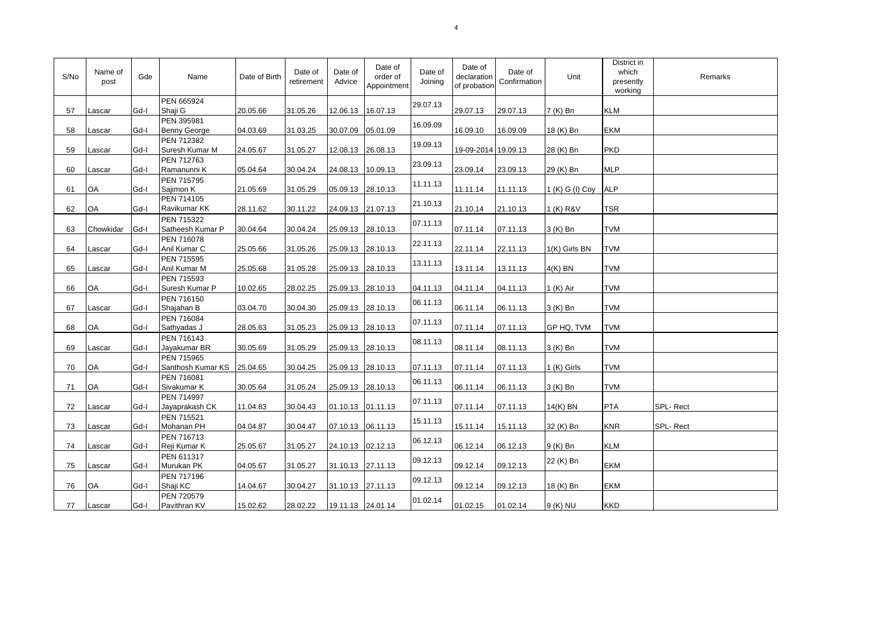| S/No | Name of post | Gde | Name | Date of Birth | Date of retirement | Date of Advice | Date of order of Appointment | Date of Joining | Date of declaration of probation | Date of Confirmation | Unit | District in which presently working | Remarks |
|---|---|---|---|---|---|---|---|---|---|---|---|---|---|
| 57 | Lascar | Gd-I | PEN 665924 Shaji G | 20.05.66 | 31.05.26 | 12.06.13 | 16.07.13 | 29.07.13 | 29.07.13 | 29.07.13 | 7 (K) Bn | KLM | |
| 58 | Lascar | Gd-I | PEN 395981 Benny George | 04.03.69 | 31.03.25 | 30.07.09 | 05.01.09 | 16.09.09 | 16.09.10 | 16.09.09 | 18 (K) Bn | EKM | |
| 59 | Lascar | Gd-I | PEN 712382 Suresh Kumar M | 24.05.67 | 31.05.27 | 12.08.13 | 26.08.13 | 19.09.13 | 19-09-2014 | 19.09.13 | 28 (K) Bn | PKD | |
| 60 | Lascar | Gd-I | PEN 712763 Ramanunni K | 05.04.64 | 30.04.24 | 24.08.13 | 10.09.13 | 23.09.13 | 23.09.14 | 23.09.13 | 29 (K) Bn | MLP | |
| 61 | OA | Gd-I | PEN 715795 Sajimon K | 21.05.69 | 31.05.29 | 05.09.13 | 28.10.13 | 11.11.13 | 11.11.14 | 11.11.13 | 1 (K) G (I) Coy | ALP | |
| 62 | OA | Gd-I | PEN 714105 Ravikumar KK | 28.11.62 | 30.11.22 | 24.09.13 | 21.07.13 | 21.10.13 | 21.10.14 | 21.10.13 | 1 (K) R&V | TSR | |
| 63 | Chowkidar | Gd-I | PEN 715322 Satheesh Kumar P | 30.04.64 | 30.04.24 | 25.09.13 | 28.10.13 | 07.11.13 | 07.11.14 | 07.11.13 | 3 (K) Bn | TVM | |
| 64 | Lascar | Gd-I | PEN 716078 Anil Kumar C | 25.05.66 | 31.05.26 | 25.09.13 | 28.10.13 | 22.11.13 | 22.11.14 | 22.11.13 | 1(K) Girls BN | TVM | |
| 65 | Lascar | Gd-I | PEN 715595 Anil Kumar M | 25.05.68 | 31.05.28 | 25.09.13 | 28.10.13 | 13.11.13 | 13.11.14 | 13.11.13 | 4(K) BN | TVM | |
| 66 | OA | Gd-I | PEN 715593 Suresh Kumar P | 10.02.65 | 28.02.25 | 25.09.13 | 28.10.13 | 04.11.13 | 04.11.14 | 04.11.13 | 1 (K) Air | TVM | |
| 67 | Lascar | Gd-I | PEN 716150 Shajahan B | 03.04.70 | 30.04.30 | 25.09.13 | 28.10.13 | 06.11.13 | 06.11.14 | 06.11.13 | 3 (K) Bn | TVM | |
| 68 | OA | Gd-I | PEN 716084 Sathyadas J | 28.05.63 | 31.05.23 | 25.09.13 | 28.10.13 | 07.11.13 | 07.11.14 | 07.11.13 | GP HQ, TVM | TVM | |
| 69 | Lascar | Gd-I | PEN 716143 Jayakumar BR | 30.05.69 | 31.05.29 | 25.09.13 | 28.10.13 | 08.11.13 | 08.11.14 | 08.11.13 | 3 (K) Bn | TVM | |
| 70 | OA | Gd-I | PEN 715965 Santhosh Kumar KS | 25.04.65 | 30.04.25 | 25.09.13 | 28.10.13 | 07.11.13 | 07.11.14 | 07.11.13 | 1 (K) Girls | TVM | |
| 71 | OA | Gd-I | PEN 716081 Sivakumar K | 30.05.64 | 31.05.24 | 25.09.13 | 28.10.13 | 06.11.13 | 06.11.14 | 06.11.13 | 3 (K) Bn | TVM | |
| 72 | Lascar | Gd-I | PEN 714997 Jayaprakash CK | 11.04.83 | 30.04.43 | 01.10.13 | 01.11.13 | 07.11.13 | 07.11.14 | 07.11.13 | 14(K) BN | PTA | SPL- Rect |
| 73 | Lascar | Gd-I | PEN 715521 Mohanan PH | 04.04.87 | 30.04.47 | 07.10.13 | 06.11.13 | 15.11.13 | 15.11.14 | 15.11.13 | 32 (K) Bn | KNR | SPL- Rect |
| 74 | Lascar | Gd-I | PEN 716713 Reji Kumar K | 25.05.67 | 31.05.27 | 24.10.13 | 02.12.13 | 06.12.13 | 06.12.14 | 06.12.13 | 9 (K) Bn | KLM | |
| 75 | Lascar | Gd-I | PEN 611317 Murukan PK | 04.05.67 | 31.05.27 | 31.10.13 | 27.11.13 | 09.12.13 | 09.12.14 | 09.12.13 | 22 (K) Bn | EKM | |
| 76 | OA | Gd-I | PEN 717196 Shaji KC | 14.04.67 | 30.04.27 | 31.10.13 | 27.11.13 | 09.12.13 | 09.12.14 | 09.12.13 | 18 (K) Bn | EKM | |
| 77 | Lascar | Gd-I | PEN 720579 Pavithran KV | 15.02.62 | 28.02.22 | 19.11.13 | 24.01.14 | 01.02.14 | 01.02.15 | 01.02.14 | 9 (K) NU | KKD | |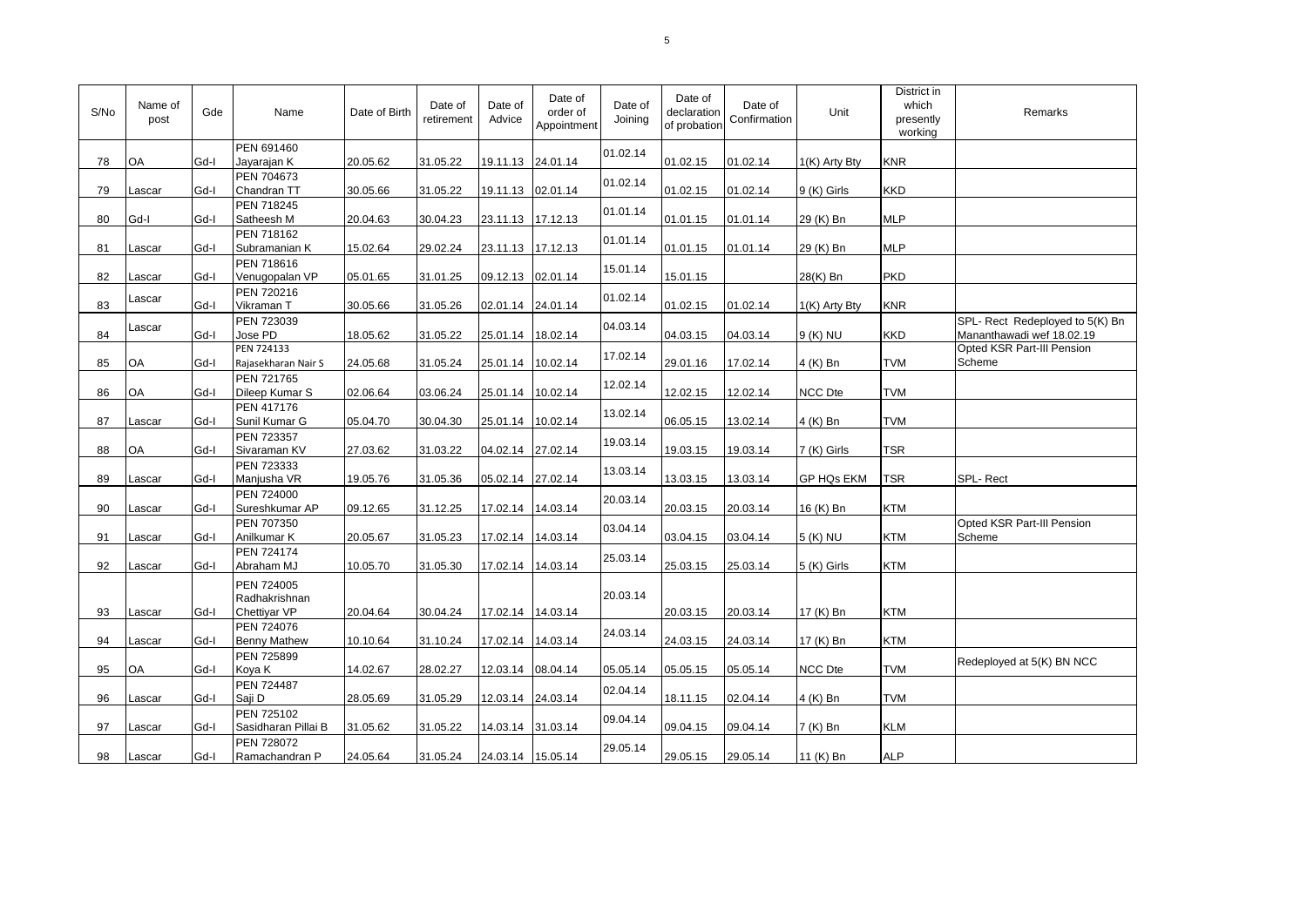| S/No | Name of post | Gde | Name | Date of Birth | Date of retirement | Date of Advice | Date of order of Appointment | Date of Joining | Date of declaration of probation | Date of Confirmation | Unit | District in which presently working | Remarks |
|---|---|---|---|---|---|---|---|---|---|---|---|---|---|
| 78 | OA | Gd-I | PEN 691460 Jayarajan K | 20.05.62 | 31.05.22 | 19.11.13 | 24.01.14 | 01.02.14 | 01.02.15 | 01.02.14 | 1(K) Arty Bty | KNR | |
| 79 | Lascar | Gd-I | PEN 704673 Chandran TT | 30.05.66 | 31.05.22 | 19.11.13 | 02.01.14 | 01.02.14 | 01.02.15 | 01.02.14 | 9 (K) Girls | KKD | |
| 80 | Gd-I | Gd-I | PEN 718245 Satheesh M | 20.04.63 | 30.04.23 | 23.11.13 | 17.12.13 | 01.01.14 | 01.01.15 | 01.01.14 | 29 (K) Bn | MLP | |
| 81 | Lascar | Gd-I | PEN 718162 Subramanian K | 15.02.64 | 29.02.24 | 23.11.13 | 17.12.13 | 01.01.14 | 01.01.15 | 01.01.14 | 29 (K) Bn | MLP | |
| 82 | Lascar | Gd-I | PEN 718616 Venugopalan VP | 05.01.65 | 31.01.25 | 09.12.13 | 02.01.14 | 15.01.14 | 15.01.15 | | 28(K) Bn | PKD | |
| 83 | Lascar | Gd-I | PEN 720216 Vikraman T | 30.05.66 | 31.05.26 | 02.01.14 | 24.01.14 | 01.02.14 | 01.02.15 | 01.02.14 | 1(K) Arty Bty | KNR | |
| 84 | Lascar | Gd-I | PEN 723039 Jose PD | 18.05.62 | 31.05.22 | 25.01.14 | 18.02.14 | 04.03.14 | 04.03.15 | 04.03.14 | 9 (K) NU | KKD | SPL- Rect Redeployed to 5(K) Bn Mananthawadi wef 18.02.19 |
| 85 | OA | Gd-I | PEN 724133 Rajasekharan Nair S | 24.05.68 | 31.05.24 | 25.01.14 | 10.02.14 | 17.02.14 | 29.01.16 | 17.02.14 | 4 (K) Bn | TVM | Opted KSR Part-III Pension Scheme |
| 86 | OA | Gd-I | PEN 721765 Dileep Kumar S | 02.06.64 | 03.06.24 | 25.01.14 | 10.02.14 | 12.02.14 | 12.02.15 | 12.02.14 | NCC Dte | TVM | |
| 87 | Lascar | Gd-I | PEN 417176 Sunil Kumar G | 05.04.70 | 30.04.30 | 25.01.14 | 10.02.14 | 13.02.14 | 06.05.15 | 13.02.14 | 4 (K) Bn | TVM | |
| 88 | OA | Gd-I | PEN 723357 Sivaraman KV | 27.03.62 | 31.03.22 | 04.02.14 | 27.02.14 | 19.03.14 | 19.03.15 | 19.03.14 | 7 (K) Girls | TSR | |
| 89 | Lascar | Gd-I | PEN 723333 Manjusha VR | 19.05.76 | 31.05.36 | 05.02.14 | 27.02.14 | 13.03.14 | 13.03.15 | 13.03.14 | GP HQs EKM | TSR | SPL- Rect |
| 90 | Lascar | Gd-I | PEN 724000 Sureshkumar AP | 09.12.65 | 31.12.25 | 17.02.14 | 14.03.14 | 20.03.14 | 20.03.15 | 20.03.14 | 16 (K) Bn | KTM | |
| 91 | Lascar | Gd-I | PEN 707350 Anilkumar K | 20.05.67 | 31.05.23 | 17.02.14 | 14.03.14 | 03.04.14 | 03.04.15 | 03.04.14 | 5 (K) NU | KTM | Opted KSR Part-III Pension Scheme |
| 92 | Lascar | Gd-I | PEN 724174 Abraham MJ | 10.05.70 | 31.05.30 | 17.02.14 | 14.03.14 | 25.03.14 | 25.03.15 | 25.03.14 | 5 (K) Girls | KTM | |
| 93 | Lascar | Gd-I | PEN 724005 Radhakrishnan Chettiyar VP | 20.04.64 | 30.04.24 | 17.02.14 | 14.03.14 | 20.03.14 | 20.03.15 | 20.03.14 | 17 (K) Bn | KTM | |
| 94 | Lascar | Gd-I | PEN 724076 Benny Mathew | 10.10.64 | 31.10.24 | 17.02.14 | 14.03.14 | 24.03.14 | 24.03.15 | 24.03.14 | 17 (K) Bn | KTM | |
| 95 | OA | Gd-I | PEN 725899 Koya K | 14.02.67 | 28.02.27 | 12.03.14 | 08.04.14 | 05.05.14 | 05.05.15 | 05.05.14 | NCC Dte | TVM | Redeployed at 5(K) BN NCC |
| 96 | Lascar | Gd-I | PEN 724487 Saji D | 28.05.69 | 31.05.29 | 12.03.14 | 24.03.14 | 02.04.14 | 18.11.15 | 02.04.14 | 4 (K) Bn | TVM | |
| 97 | Lascar | Gd-I | PEN 725102 Sasidharan Pillai B | 31.05.62 | 31.05.22 | 14.03.14 | 31.03.14 | 09.04.14 | 09.04.15 | 09.04.14 | 7 (K) Bn | KLM | |
| 98 | Lascar | Gd-I | PEN 728072 Ramachandran P | 24.05.64 | 31.05.24 | 24.03.14 | 15.05.14 | 29.05.14 | 29.05.15 | 29.05.14 | 11 (K) Bn | ALP | |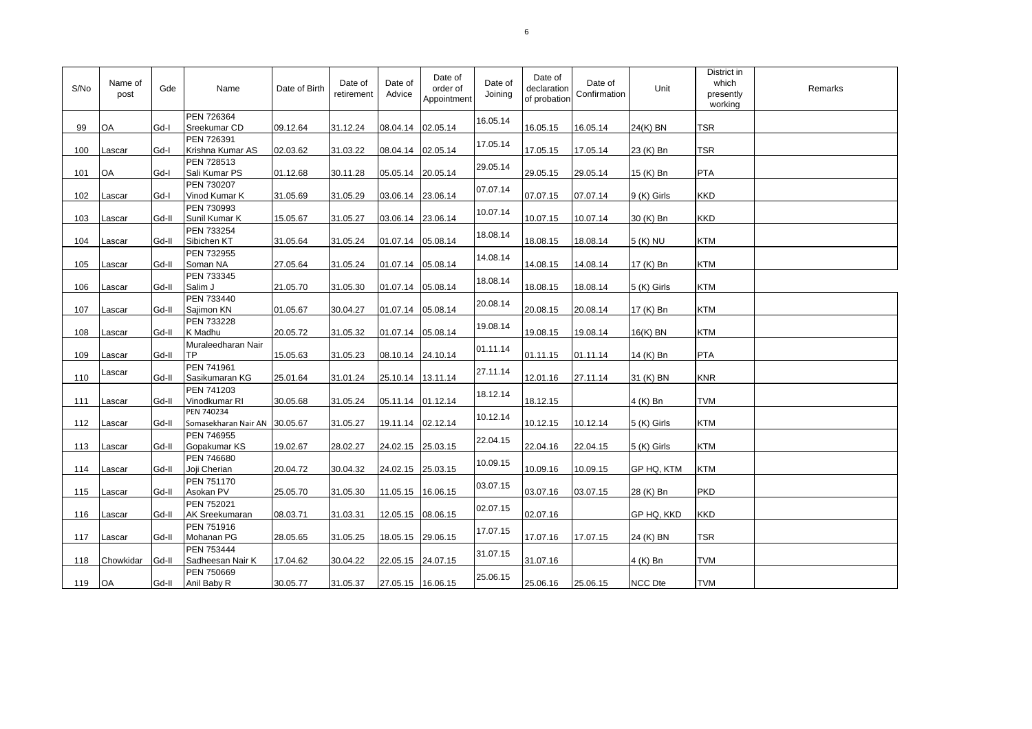| S/No | Name of post | Gde | Name | Date of Birth | Date of retirement | Date of Advice | Date of order of Appointment | Date of Joining | Date of declaration of probation | Date of Confirmation | Unit | District in which presently working | Remarks |
|---|---|---|---|---|---|---|---|---|---|---|---|---|---|
| 99 | OA | Gd-I | PEN 726364 Sreekumar CD | 09.12.64 | 31.12.24 | 08.04.14 | 02.05.14 | 16.05.14 | 16.05.15 | 16.05.14 | 24(K) BN | TSR | |
| 100 | Lascar | Gd-I | PEN 726391 Krishna Kumar AS | 02.03.62 | 31.03.22 | 08.04.14 | 02.05.14 | 17.05.14 | 17.05.15 | 17.05.14 | 23 (K) Bn | TSR | |
| 101 | OA | Gd-I | PEN 728513 Sali Kumar PS | 01.12.68 | 30.11.28 | 05.05.14 | 20.05.14 | 29.05.14 | 29.05.15 | 29.05.14 | 15 (K) Bn | PTA | |
| 102 | Lascar | Gd-I | PEN 730207 Vinod Kumar K | 31.05.69 | 31.05.29 | 03.06.14 | 23.06.14 | 07.07.14 | 07.07.15 | 07.07.14 | 9 (K) Girls | KKD | |
| 103 | Lascar | Gd-II | PEN 730993 Sunil Kumar K | 15.05.67 | 31.05.27 | 03.06.14 | 23.06.14 | 10.07.14 | 10.07.15 | 10.07.14 | 30 (K) Bn | KKD | |
| 104 | Lascar | Gd-II | PEN 733254 Sibichen KT | 31.05.64 | 31.05.24 | 01.07.14 | 05.08.14 | 18.08.14 | 18.08.15 | 18.08.14 | 5 (K) NU | KTM | |
| 105 | Lascar | Gd-II | PEN 732955 Soman NA | 27.05.64 | 31.05.24 | 01.07.14 | 05.08.14 | 14.08.14 | 14.08.15 | 14.08.14 | 17 (K) Bn | KTM | |
| 106 | Lascar | Gd-II | PEN 733345 Salim J | 21.05.70 | 31.05.30 | 01.07.14 | 05.08.14 | 18.08.14 | 18.08.15 | 18.08.14 | 5 (K) Girls | KTM | |
| 107 | Lascar | Gd-II | PEN 733440 Sajimon KN | 01.05.67 | 30.04.27 | 01.07.14 | 05.08.14 | 20.08.14 | 20.08.15 | 20.08.14 | 17 (K) Bn | KTM | |
| 108 | Lascar | Gd-II | PEN 733228 K Madhu | 20.05.72 | 31.05.32 | 01.07.14 | 05.08.14 | 19.08.14 | 19.08.15 | 19.08.14 | 16(K) BN | KTM | |
| 109 | Lascar | Gd-II | Muraleedharan Nair TP | 15.05.63 | 31.05.23 | 08.10.14 | 24.10.14 | 01.11.14 | 01.11.15 | 01.11.14 | 14 (K) Bn | PTA | |
| 110 | Lascar | Gd-II | PEN 741961 Sasikumaran KG | 25.01.64 | 31.01.24 | 25.10.14 | 13.11.14 | 27.11.14 | 12.01.16 | 27.11.14 | 31 (K) BN | KNR | |
| 111 | Lascar | Gd-II | PEN 741203 Vinodkumar RI | 30.05.68 | 31.05.24 | 05.11.14 | 01.12.14 | 18.12.14 | 18.12.15 | | 4 (K) Bn | TVM | |
| 112 | Lascar | Gd-II | PEN 740234 Somasekharan Nair AN | 30.05.67 | 31.05.27 | 19.11.14 | 02.12.14 | 10.12.14 | 10.12.15 | 10.12.14 | 5 (K) Girls | KTM | |
| 113 | Lascar | Gd-II | PEN 746955 Gopakumar KS | 19.02.67 | 28.02.27 | 24.02.15 | 25.03.15 | 22.04.15 | 22.04.16 | 22.04.15 | 5 (K) Girls | KTM | |
| 114 | Lascar | Gd-II | PEN 746680 Joji Cherian | 20.04.72 | 30.04.32 | 24.02.15 | 25.03.15 | 10.09.15 | 10.09.16 | 10.09.15 | GP HQ, KTM | KTM | |
| 115 | Lascar | Gd-II | PEN 751170 Asokan PV | 25.05.70 | 31.05.30 | 11.05.15 | 16.06.15 | 03.07.15 | 03.07.16 | 03.07.15 | 28 (K) Bn | PKD | |
| 116 | Lascar | Gd-II | PEN 752021 AK Sreekumaran | 08.03.71 | 31.03.31 | 12.05.15 | 08.06.15 | 02.07.15 | 02.07.16 | | GP HQ, KKD | KKD | |
| 117 | Lascar | Gd-II | PEN 751916 Mohanan PG | 28.05.65 | 31.05.25 | 18.05.15 | 29.06.15 | 17.07.15 | 17.07.16 | 17.07.15 | 24 (K) BN | TSR | |
| 118 | Chowkidar | Gd-II | PEN 753444 Sadheesan Nair K | 17.04.62 | 30.04.22 | 22.05.15 | 24.07.15 | 31.07.15 | 31.07.16 | | 4 (K) Bn | TVM | |
| 119 | OA | Gd-II | PEN 750669 Anil Baby R | 30.05.77 | 31.05.37 | 27.05.15 | 16.06.15 | 25.06.15 | 25.06.16 | 25.06.15 | NCC Dte | TVM | |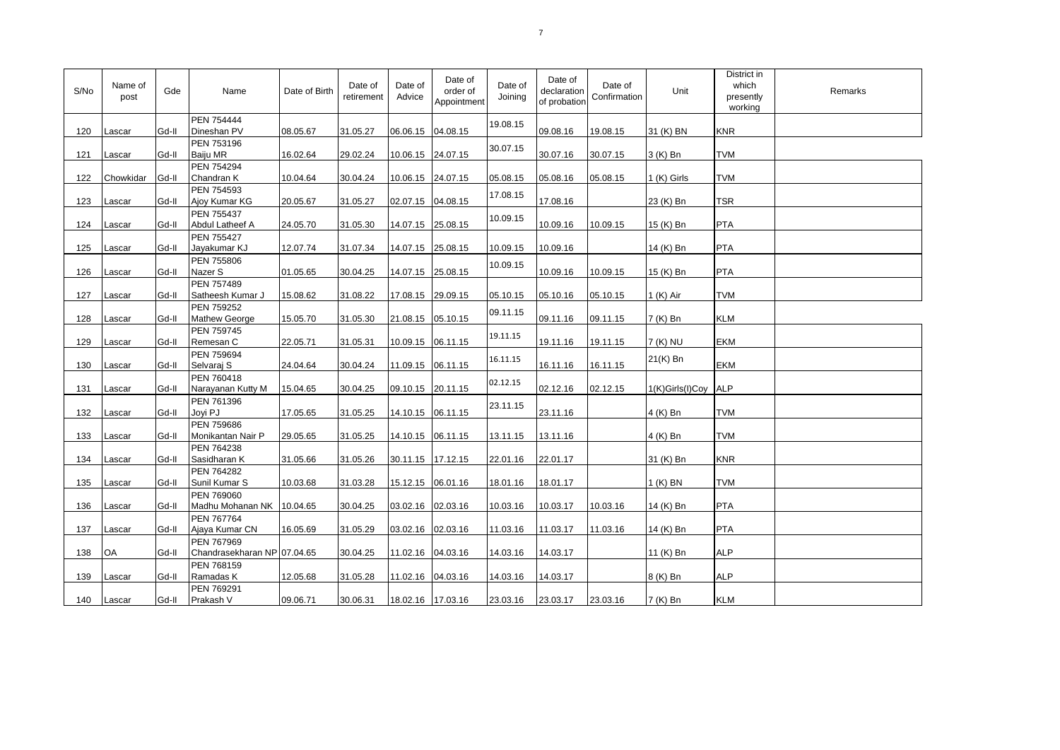| S/No | Name of post | Gde | Name | Date of Birth | Date of retirement | Date of Advice | Date of order of Appointment | Date of Joining | Date of declaration of probation | Date of Confirmation | Unit | District in which presently working | Remarks |
|---|---|---|---|---|---|---|---|---|---|---|---|---|---|
| 120 | Lascar | Gd-II | PEN 754444 Dineshan PV | 08.05.67 | 31.05.27 | 06.06.15 | 04.08.15 | 19.08.15 | 09.08.16 | 19.08.15 | 31 (K) BN | KNR | |
| 121 | Lascar | Gd-II | PEN 753196 Baiju MR | 16.02.64 | 29.02.24 | 10.06.15 | 24.07.15 | 30.07.15 | 30.07.16 | 30.07.15 | 3 (K) Bn | TVM | |
| 122 | Chowkidar | Gd-II | PEN 754294 Chandran K | 10.04.64 | 30.04.24 | 10.06.15 | 24.07.15 | 05.08.15 | 05.08.16 | 05.08.15 | 1 (K) Girls | TVM | |
| 123 | Lascar | Gd-II | PEN 754593 Ajoy Kumar KG | 20.05.67 | 31.05.27 | 02.07.15 | 04.08.15 | 17.08.15 | 17.08.16 | | 23 (K) Bn | TSR | |
| 124 | Lascar | Gd-II | PEN 755437 Abdul Latheef A | 24.05.70 | 31.05.30 | 14.07.15 | 25.08.15 | 10.09.15 | 10.09.16 | 10.09.15 | 15 (K) Bn | PTA | |
| 125 | Lascar | Gd-II | PEN 755427 Jayakumar KJ | 12.07.74 | 31.07.34 | 14.07.15 | 25.08.15 | 10.09.15 | 10.09.16 | | 14 (K) Bn | PTA | |
| 126 | Lascar | Gd-II | PEN 755806 Nazer S | 01.05.65 | 30.04.25 | 14.07.15 | 25.08.15 | 10.09.15 | 10.09.16 | 10.09.15 | 15 (K) Bn | PTA | |
| 127 | Lascar | Gd-II | PEN 757489 Satheesh Kumar J | 15.08.62 | 31.08.22 | 17.08.15 | 29.09.15 | 05.10.15 | 05.10.16 | 05.10.15 | 1 (K) Air | TVM | |
| 128 | Lascar | Gd-II | PEN 759252 Mathew George | 15.05.70 | 31.05.30 | 21.08.15 | 05.10.15 | 09.11.15 | 09.11.16 | 09.11.15 | 7 (K) Bn | KLM | |
| 129 | Lascar | Gd-II | PEN 759745 Remesan C | 22.05.71 | 31.05.31 | 10.09.15 | 06.11.15 | 19.11.15 | 19.11.16 | 19.11.15 | 7 (K) NU | EKM | |
| 130 | Lascar | Gd-II | PEN 759694 Selvaraj S | 24.04.64 | 30.04.24 | 11.09.15 | 06.11.15 | 16.11.15 | 16.11.16 | 16.11.15 | 21(K) Bn | EKM | |
| 131 | Lascar | Gd-II | PEN 760418 Narayanan Kutty M | 15.04.65 | 30.04.25 | 09.10.15 | 20.11.15 | 02.12.15 | 02.12.16 | 02.12.15 | 1(K)Girls(I)Coy | ALP | |
| 132 | Lascar | Gd-II | PEN 761396 Joyi PJ | 17.05.65 | 31.05.25 | 14.10.15 | 06.11.15 | 23.11.15 | 23.11.16 | | 4 (K) Bn | TVM | |
| 133 | Lascar | Gd-II | PEN 759686 Monikantan Nair P | 29.05.65 | 31.05.25 | 14.10.15 | 06.11.15 | 13.11.15 | 13.11.16 | | 4 (K) Bn | TVM | |
| 134 | Lascar | Gd-II | PEN 764238 Sasidharan K | 31.05.66 | 31.05.26 | 30.11.15 | 17.12.15 | 22.01.16 | 22.01.17 | | 31 (K) Bn | KNR | |
| 135 | Lascar | Gd-II | PEN 764282 Sunil Kumar S | 10.03.68 | 31.03.28 | 15.12.15 | 06.01.16 | 18.01.16 | 18.01.17 | | 1 (K) BN | TVM | |
| 136 | Lascar | Gd-II | PEN 769060 Madhu Mohanan NK | 10.04.65 | 30.04.25 | 03.02.16 | 02.03.16 | 10.03.16 | 10.03.17 | 10.03.16 | 14 (K) Bn | PTA | |
| 137 | Lascar | Gd-II | PEN 767764 Ajaya Kumar CN | 16.05.69 | 31.05.29 | 03.02.16 | 02.03.16 | 11.03.16 | 11.03.17 | 11.03.16 | 14 (K) Bn | PTA | |
| 138 | OA | Gd-II | PEN 767969 Chandrasekharan NP | 07.04.65 | 30.04.25 | 11.02.16 | 04.03.16 | 14.03.16 | 14.03.17 | | 11 (K) Bn | ALP | |
| 139 | Lascar | Gd-II | PEN 768159 Ramadas K | 12.05.68 | 31.05.28 | 11.02.16 | 04.03.16 | 14.03.16 | 14.03.17 | | 8 (K) Bn | ALP | |
| 140 | Lascar | Gd-II | PEN 769291 Prakash V | 09.06.71 | 30.06.31 | 18.02.16 | 17.03.16 | 23.03.16 | 23.03.17 | 23.03.16 | 7 (K) Bn | KLM | |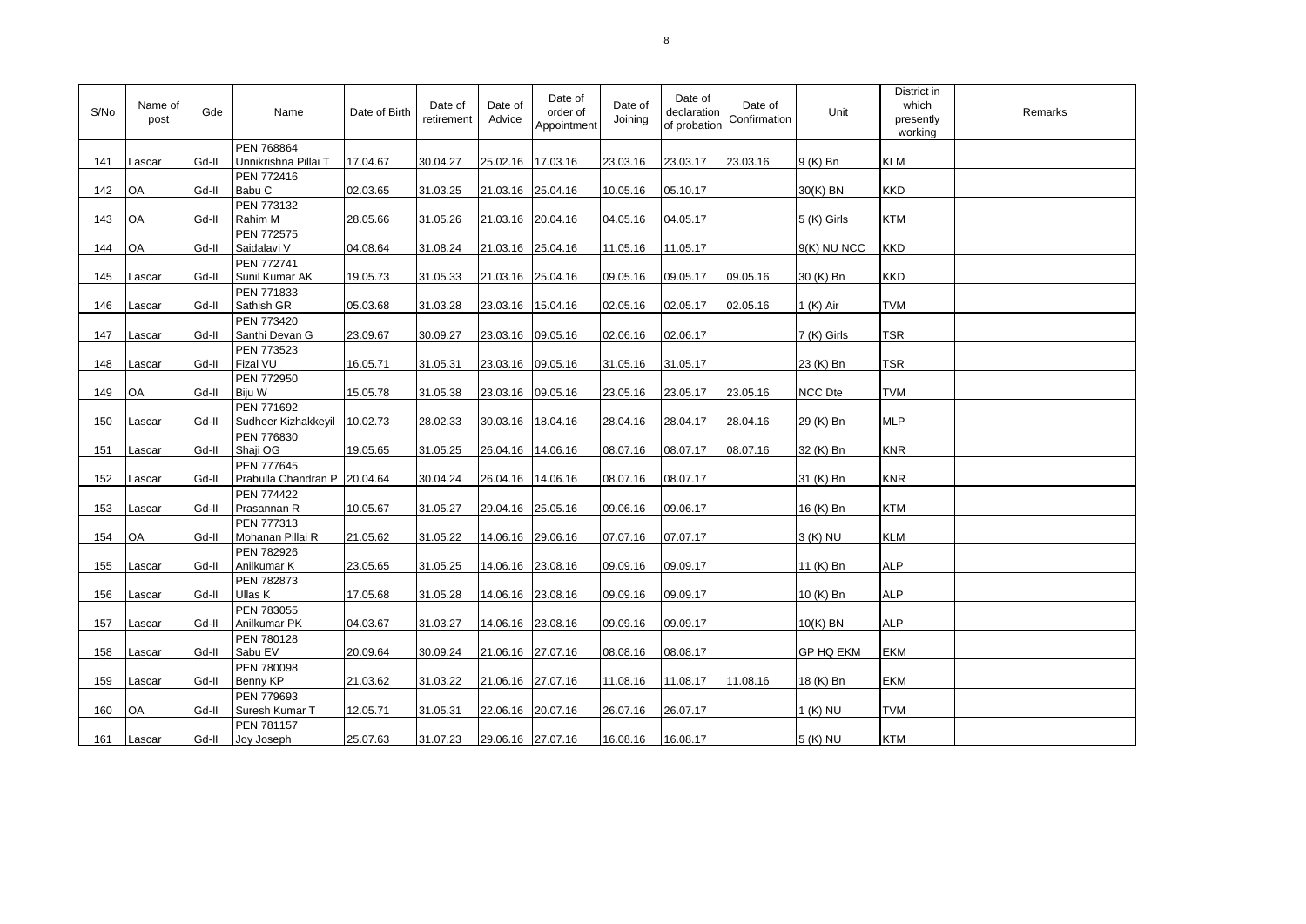| S/No | Name of post | Gde | Name | Date of Birth | Date of retirement | Date of Advice | Date of order of Appointment | Date of Joining | Date of declaration of probation | Date of Confirmation | Unit | District in which presently working | Remarks |
|---|---|---|---|---|---|---|---|---|---|---|---|---|---|
| 141 | Lascar | Gd-II | PEN 768864 Unnikrishna Pillai T | 17.04.67 | 30.04.27 | 25.02.16 | 17.03.16 | 23.03.16 | 23.03.17 | 23.03.16 | 9 (K) Bn | KLM | |
| 142 | OA | Gd-II | PEN 772416 Babu C | 02.03.65 | 31.03.25 | 21.03.16 | 25.04.16 | 10.05.16 | 05.10.17 | | 30(K) BN | KKD | |
| 143 | OA | Gd-II | PEN 773132 Rahim M | 28.05.66 | 31.05.26 | 21.03.16 | 20.04.16 | 04.05.16 | 04.05.17 | | 5 (K) Girls | KTM | |
| 144 | OA | Gd-II | PEN 772575 Saidalavi V | 04.08.64 | 31.08.24 | 21.03.16 | 25.04.16 | 11.05.16 | 11.05.17 | | 9(K) NU NCC | KKD | |
| 145 | Lascar | Gd-II | PEN 772741 Sunil Kumar AK | 19.05.73 | 31.05.33 | 21.03.16 | 25.04.16 | 09.05.16 | 09.05.17 | 09.05.16 | 30 (K) Bn | KKD | |
| 146 | Lascar | Gd-II | PEN 771833 Sathish GR | 05.03.68 | 31.03.28 | 23.03.16 | 15.04.16 | 02.05.16 | 02.05.17 | 02.05.16 | 1 (K) Air | TVM | |
| 147 | Lascar | Gd-II | PEN 773420 Santhi Devan G | 23.09.67 | 30.09.27 | 23.03.16 | 09.05.16 | 02.06.16 | 02.06.17 | | 7 (K) Girls | TSR | |
| 148 | Lascar | Gd-II | PEN 773523 Fizal VU | 16.05.71 | 31.05.31 | 23.03.16 | 09.05.16 | 31.05.16 | 31.05.17 | | 23 (K) Bn | TSR | |
| 149 | OA | Gd-II | PEN 772950 Biju W | 15.05.78 | 31.05.38 | 23.03.16 | 09.05.16 | 23.05.16 | 23.05.17 | 23.05.16 | NCC Dte | TVM | |
| 150 | Lascar | Gd-II | PEN 771692 Sudheer Kizhakkeyil | 10.02.73 | 28.02.33 | 30.03.16 | 18.04.16 | 28.04.16 | 28.04.17 | 28.04.16 | 29 (K) Bn | MLP | |
| 151 | Lascar | Gd-II | PEN 776830 Shaji OG | 19.05.65 | 31.05.25 | 26.04.16 | 14.06.16 | 08.07.16 | 08.07.17 | 08.07.16 | 32 (K) Bn | KNR | |
| 152 | Lascar | Gd-II | PEN 777645 Prabulla Chandran P | 20.04.64 | 30.04.24 | 26.04.16 | 14.06.16 | 08.07.16 | 08.07.17 | | 31 (K) Bn | KNR | |
| 153 | Lascar | Gd-II | PEN 774422 Prasannan R | 10.05.67 | 31.05.27 | 29.04.16 | 25.05.16 | 09.06.16 | 09.06.17 | | 16 (K) Bn | KTM | |
| 154 | OA | Gd-II | PEN 777313 Mohanan Pillai R | 21.05.62 | 31.05.22 | 14.06.16 | 29.06.16 | 07.07.16 | 07.07.17 | | 3 (K) NU | KLM | |
| 155 | Lascar | Gd-II | PEN 782926 Anilkumar K | 23.05.65 | 31.05.25 | 14.06.16 | 23.08.16 | 09.09.16 | 09.09.17 | | 11 (K) Bn | ALP | |
| 156 | Lascar | Gd-II | PEN 782873 Ullas K | 17.05.68 | 31.05.28 | 14.06.16 | 23.08.16 | 09.09.16 | 09.09.17 | | 10 (K) Bn | ALP | |
| 157 | Lascar | Gd-II | PEN 783055 Anilkumar PK | 04.03.67 | 31.03.27 | 14.06.16 | 23.08.16 | 09.09.16 | 09.09.17 | | 10(K) BN | ALP | |
| 158 | Lascar | Gd-II | PEN 780128 Sabu EV | 20.09.64 | 30.09.24 | 21.06.16 | 27.07.16 | 08.08.16 | 08.08.17 | | GP HQ EKM | EKM | |
| 159 | Lascar | Gd-II | PEN 780098 Benny KP | 21.03.62 | 31.03.22 | 21.06.16 | 27.07.16 | 11.08.16 | 11.08.17 | 11.08.16 | 18 (K) Bn | EKM | |
| 160 | OA | Gd-II | PEN 779693 Suresh Kumar T | 12.05.71 | 31.05.31 | 22.06.16 | 20.07.16 | 26.07.16 | 26.07.17 | | 1 (K) NU | TVM | |
| 161 | Lascar | Gd-II | PEN 781157 Joy Joseph | 25.07.63 | 31.07.23 | 29.06.16 | 27.07.16 | 16.08.16 | 16.08.17 | | 5 (K) NU | KTM | |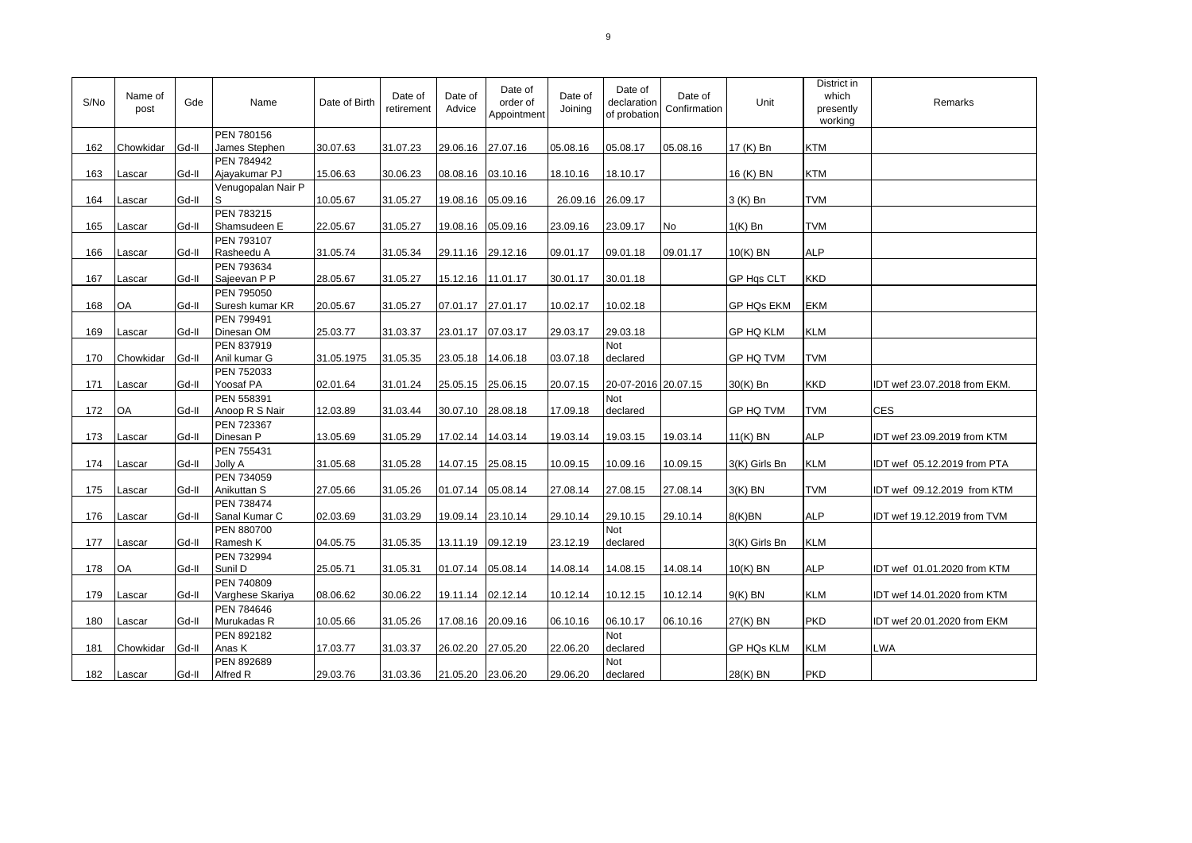| S/No | Name of post | Gde | Name | Date of Birth | Date of retirement | Date of Advice | Date of order of Appointment | Date of Joining | Date of declaration of probation | Date of Confirmation | Unit | District in which presently working | Remarks |
|---|---|---|---|---|---|---|---|---|---|---|---|---|---|
| 162 | Chowkidar | Gd-II | PEN 780156 James Stephen | 30.07.63 | 31.07.23 | 29.06.16 | 27.07.16 | 05.08.16 | 05.08.17 | 05.08.16 | 17 (K) Bn | KTM | |
| 163 | Lascar | Gd-II | PEN 784942 Ajayakumar PJ | 15.06.63 | 30.06.23 | 08.08.16 | 03.10.16 | 18.10.16 | 18.10.17 | | 16 (K) BN | KTM | |
| 164 | Lascar | Gd-II | Venugopalan Nair P S | 10.05.67 | 31.05.27 | 19.08.16 | 05.09.16 | 26.09.16 | 26.09.17 | | 3 (K) Bn | TVM | |
| 165 | Lascar | Gd-II | PEN 783215 Shamsudeen E | 22.05.67 | 31.05.27 | 19.08.16 | 05.09.16 | 23.09.16 | 23.09.17 | No | 1(K) Bn | TVM | |
| 166 | Lascar | Gd-II | PEN 793107 Rasheedu A | 31.05.74 | 31.05.34 | 29.11.16 | 29.12.16 | 09.01.17 | 09.01.18 | 09.01.17 | 10(K) BN | ALP | |
| 167 | Lascar | Gd-II | PEN 793634 Sajeevan P P | 28.05.67 | 31.05.27 | 15.12.16 | 11.01.17 | 30.01.17 | 30.01.18 | | GP Hqs CLT | KKD | |
| 168 | OA | Gd-II | PEN 795050 Suresh kumar KR | 20.05.67 | 31.05.27 | 07.01.17 | 27.01.17 | 10.02.17 | 10.02.18 | | GP HQs EKM | EKM | |
| 169 | Lascar | Gd-II | PEN 799491 Dinesan OM | 25.03.77 | 31.03.37 | 23.01.17 | 07.03.17 | 29.03.17 | 29.03.18 | | GP HQ KLM | KLM | |
| 170 | Chowkidar | Gd-II | PEN 837919 Anil kumar G | 31.05.1975 | 31.05.35 | 23.05.18 | 14.06.18 | 03.07.18 | Not declared | | GP HQ TVM | TVM | |
| 171 | Lascar | Gd-II | PEN 752033 Yoosaf PA | 02.01.64 | 31.01.24 | 25.05.15 | 25.06.15 | 20.07.15 | 20-07-2016 | 20.07.15 | 30(K) Bn | KKD | IDT wef 23.07.2018 from EKM. |
| 172 | OA | Gd-II | PEN 558391 Anoop R S Nair | 12.03.89 | 31.03.44 | 30.07.10 | 28.08.18 | 17.09.18 | Not declared | | GP HQ TVM | TVM | CES |
| 173 | Lascar | Gd-II | PEN 723367 Dinesan P | 13.05.69 | 31.05.29 | 17.02.14 | 14.03.14 | 19.03.14 | 19.03.15 | 19.03.14 | 11(K) BN | ALP | IDT wef 23.09.2019 from KTM |
| 174 | Lascar | Gd-II | PEN 755431 Jolly A | 31.05.68 | 31.05.28 | 14.07.15 | 25.08.15 | 10.09.15 | 10.09.16 | 10.09.15 | 3(K) Girls Bn | KLM | IDT wef 05.12.2019 from PTA |
| 175 | Lascar | Gd-II | PEN 734059 Anikuttan S | 27.05.66 | 31.05.26 | 01.07.14 | 05.08.14 | 27.08.14 | 27.08.15 | 27.08.14 | 3(K) BN | TVM | IDT wef 09.12.2019 from KTM |
| 176 | Lascar | Gd-II | PEN 738474 Sanal Kumar C | 02.03.69 | 31.03.29 | 19.09.14 | 23.10.14 | 29.10.14 | 29.10.15 | 29.10.14 | 8(K)BN | ALP | IDT wef 19.12.2019 from TVM |
| 177 | Lascar | Gd-II | PEN 880700 Ramesh K | 04.05.75 | 31.05.35 | 13.11.19 | 09.12.19 | 23.12.19 | Not declared | | 3(K) Girls Bn | KLM | |
| 178 | OA | Gd-II | PEN 732994 Sunil D | 25.05.71 | 31.05.31 | 01.07.14 | 05.08.14 | 14.08.14 | 14.08.15 | 14.08.14 | 10(K) BN | ALP | IDT wef 01.01.2020 from KTM |
| 179 | Lascar | Gd-II | PEN 740809 Varghese Skariya | 08.06.62 | 30.06.22 | 19.11.14 | 02.12.14 | 10.12.14 | 10.12.15 | 10.12.14 | 9(K) BN | KLM | IDT wef 14.01.2020 from KTM |
| 180 | Lascar | Gd-II | PEN 784646 Murukadas R | 10.05.66 | 31.05.26 | 17.08.16 | 20.09.16 | 06.10.16 | 06.10.17 | 06.10.16 | 27(K) BN | PKD | IDT wef 20.01.2020 from EKM |
| 181 | Chowkidar | Gd-II | PEN 892182 Anas K | 17.03.77 | 31.03.37 | 26.02.20 | 27.05.20 | 22.06.20 | Not declared | | GP HQs KLM | KLM | LWA |
| 182 | Lascar | Gd-II | PEN 892689 Alfred R | 29.03.76 | 31.03.36 | 21.05.20 | 23.06.20 | 29.06.20 | Not declared | | 28(K) BN | PKD | |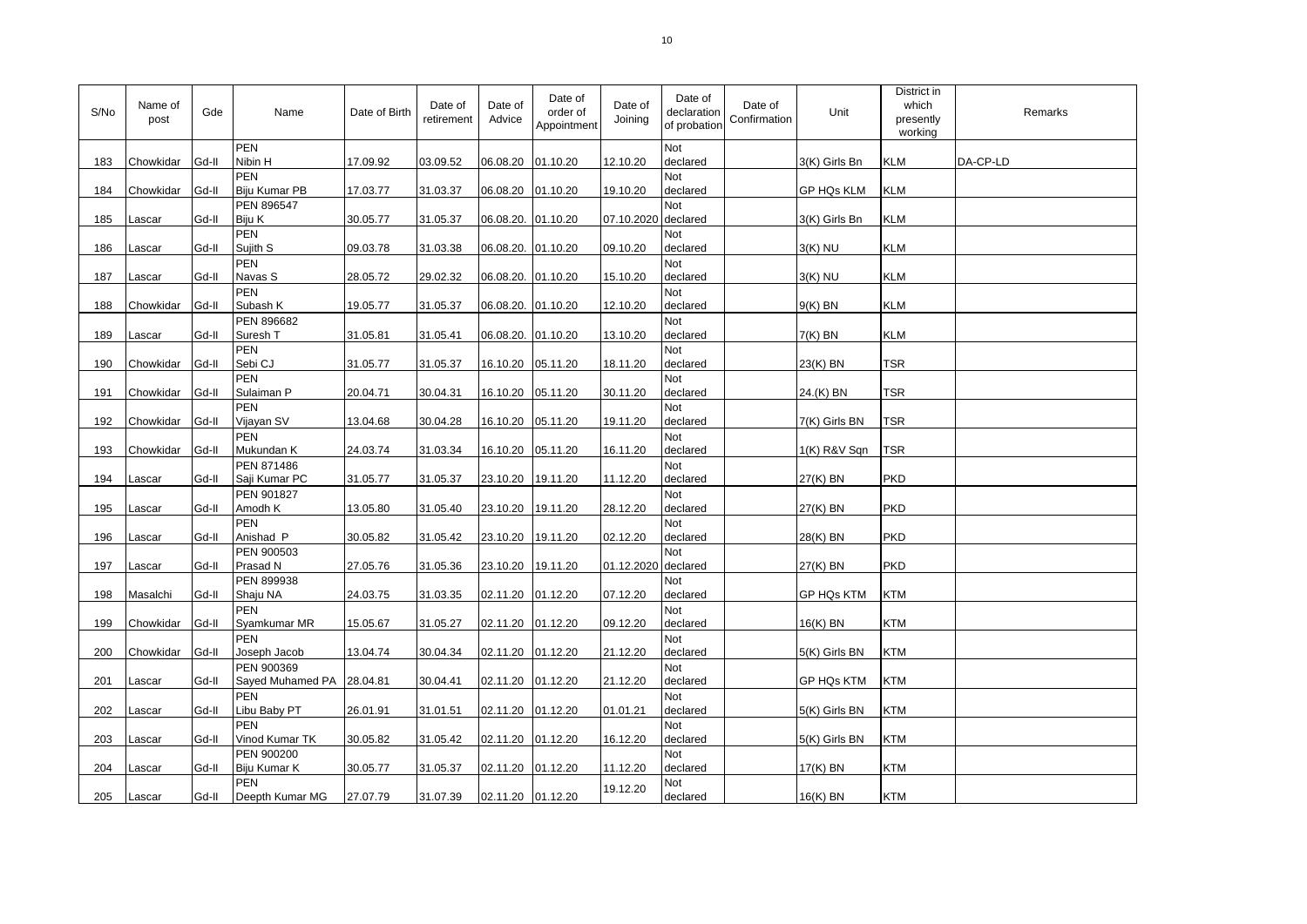| S/No | Name of post | Gde | Name | Date of Birth | Date of retirement | Date of Advice | Date of order of Appointment | Date of Joining | Date of declaration of probation | Date of Confirmation | Unit | District in which presently working | Remarks |
|---|---|---|---|---|---|---|---|---|---|---|---|---|---|
| 183 | Chowkidar | Gd-II | PEN Nibin H | 17.09.92 | 03.09.52 | 06.08.20 | 01.10.20 | 12.10.20 | Not declared | | 3(K) Girls Bn | KLM | DA-CP-LD |
| 184 | Chowkidar | Gd-II | PEN Biju Kumar PB | 17.03.77 | 31.03.37 | 06.08.20 | 01.10.20 | 19.10.20 | Not declared | | GP HQs KLM | KLM | |
| 185 | Lascar | Gd-II | PEN 896547 Biju K | 30.05.77 | 31.05.37 | 06.08.20. | 01.10.20 | 07.10.2020 | Not declared | | 3(K) Girls Bn | KLM | |
| 186 | Lascar | Gd-II | PEN Sujith S | 09.03.78 | 31.03.38 | 06.08.20. | 01.10.20 | 09.10.20 | Not declared | | 3(K) NU | KLM | |
| 187 | Lascar | Gd-II | PEN Navas S | 28.05.72 | 29.02.32 | 06.08.20. | 01.10.20 | 15.10.20 | Not declared | | 3(K) NU | KLM | |
| 188 | Chowkidar | Gd-II | PEN Subash K | 19.05.77 | 31.05.37 | 06.08.20. | 01.10.20 | 12.10.20 | Not declared | | 9(K) BN | KLM | |
| 189 | Lascar | Gd-II | PEN 896682 Suresh T | 31.05.81 | 31.05.41 | 06.08.20. | 01.10.20 | 13.10.20 | Not declared | | 7(K) BN | KLM | |
| 190 | Chowkidar | Gd-II | PEN Sebi CJ | 31.05.77 | 31.05.37 | 16.10.20 | 05.11.20 | 18.11.20 | Not declared | | 23(K) BN | TSR | |
| 191 | Chowkidar | Gd-II | PEN Sulaiman P | 20.04.71 | 30.04.31 | 16.10.20 | 05.11.20 | 30.11.20 | Not declared | | 24.(K) BN | TSR | |
| 192 | Chowkidar | Gd-II | PEN Vijayan SV | 13.04.68 | 30.04.28 | 16.10.20 | 05.11.20 | 19.11.20 | Not declared | | 7(K) Girls BN | TSR | |
| 193 | Chowkidar | Gd-II | PEN Mukundan K | 24.03.74 | 31.03.34 | 16.10.20 | 05.11.20 | 16.11.20 | Not declared | | 1(K) R&V Sqn | TSR | |
| 194 | Lascar | Gd-II | PEN 871486 Saji Kumar PC | 31.05.77 | 31.05.37 | 23.10.20 | 19.11.20 | 11.12.20 | Not declared | | 27(K) BN | PKD | |
| 195 | Lascar | Gd-II | PEN 901827 Amodh K | 13.05.80 | 31.05.40 | 23.10.20 | 19.11.20 | 28.12.20 | Not declared | | 27(K) BN | PKD | |
| 196 | Lascar | Gd-II | PEN Anishad P | 30.05.82 | 31.05.42 | 23.10.20 | 19.11.20 | 02.12.20 | Not declared | | 28(K) BN | PKD | |
| 197 | Lascar | Gd-II | PEN 900503 Prasad N | 27.05.76 | 31.05.36 | 23.10.20 | 19.11.20 | 01.12.2020 | Not declared | | 27(K) BN | PKD | |
| 198 | Masalchi | Gd-II | PEN 899938 Shaju NA | 24.03.75 | 31.03.35 | 02.11.20 | 01.12.20 | 07.12.20 | Not declared | | GP HQs KTM | KTM | |
| 199 | Chowkidar | Gd-II | PEN Syamkumar MR | 15.05.67 | 31.05.27 | 02.11.20 | 01.12.20 | 09.12.20 | Not declared | | 16(K) BN | KTM | |
| 200 | Chowkidar | Gd-II | PEN Joseph Jacob | 13.04.74 | 30.04.34 | 02.11.20 | 01.12.20 | 21.12.20 | Not declared | | 5(K) Girls BN | KTM | |
| 201 | Lascar | Gd-II | PEN 900369 Sayed Muhamed PA | 28.04.81 | 30.04.41 | 02.11.20 | 01.12.20 | 21.12.20 | Not declared | | GP HQs KTM | KTM | |
| 202 | Lascar | Gd-II | PEN Libu Baby PT | 26.01.91 | 31.01.51 | 02.11.20 | 01.12.20 | 01.01.21 | Not declared | | 5(K) Girls BN | KTM | |
| 203 | Lascar | Gd-II | PEN Vinod Kumar TK | 30.05.82 | 31.05.42 | 02.11.20 | 01.12.20 | 16.12.20 | Not declared | | 5(K) Girls BN | KTM | |
| 204 | Lascar | Gd-II | PEN 900200 Biju Kumar K | 30.05.77 | 31.05.37 | 02.11.20 | 01.12.20 | 11.12.20 | Not declared | | 17(K) BN | KTM | |
| 205 | Lascar | Gd-II | PEN Deepth Kumar MG | 27.07.79 | 31.07.39 | 02.11.20 | 01.12.20 | 19.12.20 | Not declared | | 16(K) BN | KTM | |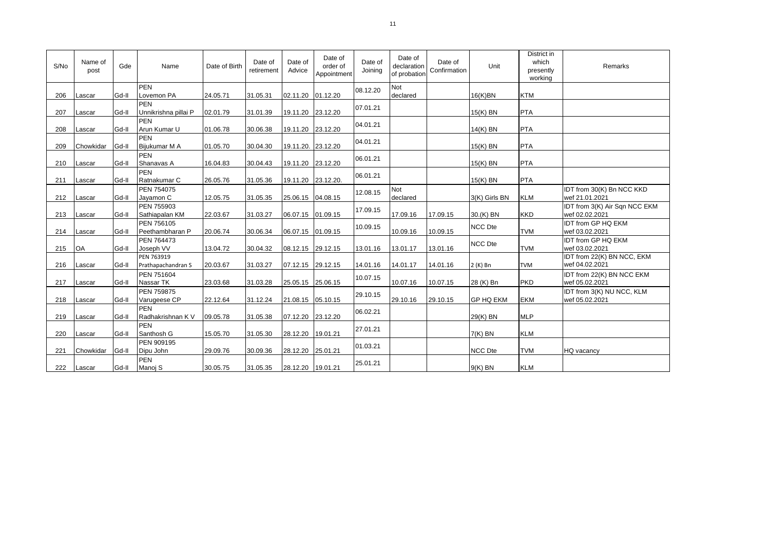| S/No | Name of post | Gde | Name | Date of Birth | Date of retirement | Date of Advice | Date of order of Appointment | Date of Joining | Date of declaration of probation | Date of Confirmation | Unit | District in which presently working | Remarks |
|---|---|---|---|---|---|---|---|---|---|---|---|---|---|
| 206 | Lascar | Gd-II | PEN Lovemon PA | 24.05.71 | 31.05.31 | 02.11.20 | 01.12.20 | 08.12.20 | Not declared | | 16(K)BN | KTM | |
| 207 | Lascar | Gd-II | PEN Unnikrishna pillai P | 02.01.79 | 31.01.39 | 19.11.20 | 23.12.20 | 07.01.21 | | | 15(K) BN | PTA | |
| 208 | Lascar | Gd-II | PEN Arun Kumar U | 01.06.78 | 30.06.38 | 19.11.20 | 23.12.20 | 04.01.21 | | | 14(K) BN | PTA | |
| 209 | Chowkidar | Gd-II | PEN Bijukumar M A | 01.05.70 | 30.04.30 | 19.11.20. | 23.12.20 | 04.01.21 | | | 15(K) BN | PTA | |
| 210 | Lascar | Gd-II | PEN Shanavas A | 16.04.83 | 30.04.43 | 19.11.20 | 23.12.20 | 06.01.21 | | | 15(K) BN | PTA | |
| 211 | Lascar | Gd-II | PEN Ratnakumar C | 26.05.76 | 31.05.36 | 19.11.20 | 23.12.20. | 06.01.21 | | | 15(K) BN | PTA | |
| 212 | Lascar | Gd-II | PEN 754075 Jayamon C | 12.05.75 | 31.05.35 | 25.06.15 | 04.08.15 | 12.08.15 | Not declared | | 3(K) Girls BN | KLM | IDT from 30(K) Bn NCC KKD wef 21.01.2021 |
| 213 | Lascar | Gd-II | PEN 755903 Sathiapalan KM | 22.03.67 | 31.03.27 | 06.07.15 | 01.09.15 | 17.09.15 | 17.09.16 | 17.09.15 | 30.(K) BN | KKD | IDT from 3(K) Air Sqn NCC EKM wef 02.02.2021 |
| 214 | Lascar | Gd-II | PEN 756105 Peethambharan P | 20.06.74 | 30.06.34 | 06.07.15 | 01.09.15 | 10.09.15 | 10.09.16 | 10.09.15 | NCC Dte | TVM | IDT from GP HQ EKM wef 03.02.2021 |
| 215 | OA | Gd-II | PEN 764473 Joseph VV | 13.04.72 | 30.04.32 | 08.12.15 | 29.12.15 | 13.01.16 | 13.01.17 | 13.01.16 | NCC Dte | TVM | IDT from GP HQ EKM wef 03.02.2021 |
| 216 | Lascar | Gd-II | PEN 763919 Prathapachandran S | 20.03.67 | 31.03.27 | 07.12.15 | 29.12.15 | 14.01.16 | 14.01.17 | 14.01.16 | 2 (K) Bn | TVM | IDT from 22(K) BN NCC, EKM wef 04.02.2021 |
| 217 | Lascar | Gd-II | PEN 751604 Nassar TK | 23.03.68 | 31.03.28 | 25.05.15 | 25.06.15 | 10.07.15 | 10.07.16 | 10.07.15 | 28 (K) Bn | PKD | IDT from 22(K) BN NCC EKM wef 05.02.2021 |
| 218 | Lascar | Gd-II | PEN 759875 Varugeese CP | 22.12.64 | 31.12.24 | 21.08.15 | 05.10.15 | 29.10.15 | 29.10.16 | 29.10.15 | GP HQ EKM | EKM | IDT from 3(K) NU NCC, KLM wef 05.02.2021 |
| 219 | Lascar | Gd-II | PEN Radhakrishnan K V | 09.05.78 | 31.05.38 | 07.12.20 | 23.12.20 | 06.02.21 | | | 29(K) BN | MLP | |
| 220 | Lascar | Gd-II | PEN Santhosh G | 15.05.70 | 31.05.30 | 28.12.20 | 19.01.21 | 27.01.21 | | | 7(K) BN | KLM | |
| 221 | Chowkidar | Gd-II | PEN 909195 Dipu John | 29.09.76 | 30.09.36 | 28.12.20 | 25.01.21 | 01.03.21 | | | NCC Dte | TVM | HQ vacancy |
| 222 | Lascar | Gd-II | PEN Manoj S | 30.05.75 | 31.05.35 | 28.12.20 | 19.01.21 | 25.01.21 | | | 9(K) BN | KLM | |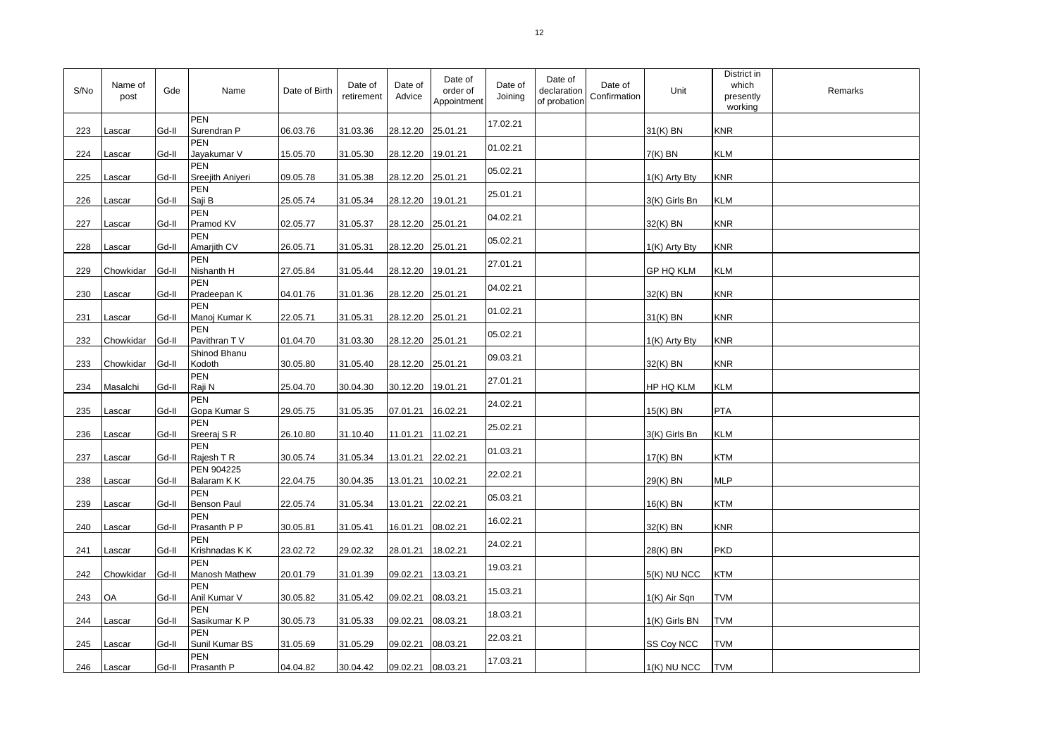| S/No | Name of post | Gde | Name | Date of Birth | Date of retirement | Date of Advice | Date of order of Appointment | Date of Joining | Date of declaration of probation | Date of Confirmation | Unit | District in which presently working | Remarks |
|---|---|---|---|---|---|---|---|---|---|---|---|---|---|
| 223 | Lascar | Gd-II | PEN Surendran P | 06.03.76 | 31.03.36 | 28.12.20 | 25.01.21 | 17.02.21 | | | 31(K) BN | KNR | |
| 224 | Lascar | Gd-II | PEN Jayakumar V | 15.05.70 | 31.05.30 | 28.12.20 | 19.01.21 | 01.02.21 | | | 7(K) BN | KLM | |
| 225 | Lascar | Gd-II | PEN Sreejith Aniyeri | 09.05.78 | 31.05.38 | 28.12.20 | 25.01.21 | 05.02.21 | | | 1(K) Arty Bty | KNR | |
| 226 | Lascar | Gd-II | PEN Saji B | 25.05.74 | 31.05.34 | 28.12.20 | 19.01.21 | 25.01.21 | | | 3(K) Girls Bn | KLM | |
| 227 | Lascar | Gd-II | PEN Pramod KV | 02.05.77 | 31.05.37 | 28.12.20 | 25.01.21 | 04.02.21 | | | 32(K) BN | KNR | |
| 228 | Lascar | Gd-II | PEN Amarjith CV | 26.05.71 | 31.05.31 | 28.12.20 | 25.01.21 | 05.02.21 | | | 1(K) Arty Bty | KNR | |
| 229 | Chowkidar | Gd-II | PEN Nishanth H | 27.05.84 | 31.05.44 | 28.12.20 | 19.01.21 | 27.01.21 | | | GP HQ KLM | KLM | |
| 230 | Lascar | Gd-II | PEN Pradeepan K | 04.01.76 | 31.01.36 | 28.12.20 | 25.01.21 | 04.02.21 | | | 32(K) BN | KNR | |
| 231 | Lascar | Gd-II | PEN Manoj Kumar K | 22.05.71 | 31.05.31 | 28.12.20 | 25.01.21 | 01.02.21 | | | 31(K) BN | KNR | |
| 232 | Chowkidar | Gd-II | PEN Pavithran T V | 01.04.70 | 31.03.30 | 28.12.20 | 25.01.21 | 05.02.21 | | | 1(K) Arty Bty | KNR | |
| 233 | Chowkidar | Gd-II | Shinod Bhanu Kodoth | 30.05.80 | 31.05.40 | 28.12.20 | 25.01.21 | 09.03.21 | | | 32(K) BN | KNR | |
| 234 | Masalchi | Gd-II | PEN Raji N | 25.04.70 | 30.04.30 | 30.12.20 | 19.01.21 | 27.01.21 | | | HP HQ KLM | KLM | |
| 235 | Lascar | Gd-II | PEN Gopa Kumar S | 29.05.75 | 31.05.35 | 07.01.21 | 16.02.21 | 24.02.21 | | | 15(K) BN | PTA | |
| 236 | Lascar | Gd-II | PEN Sreeraj S R | 26.10.80 | 31.10.40 | 11.01.21 | 11.02.21 | 25.02.21 | | | 3(K) Girls Bn | KLM | |
| 237 | Lascar | Gd-II | PEN Rajesh T R | 30.05.74 | 31.05.34 | 13.01.21 | 22.02.21 | 01.03.21 | | | 17(K) BN | KTM | |
| 238 | Lascar | Gd-II | PEN 904225 Balaram K K | 22.04.75 | 30.04.35 | 13.01.21 | 10.02.21 | 22.02.21 | | | 29(K) BN | MLP | |
| 239 | Lascar | Gd-II | PEN Benson Paul | 22.05.74 | 31.05.34 | 13.01.21 | 22.02.21 | 05.03.21 | | | 16(K) BN | KTM | |
| 240 | Lascar | Gd-II | PEN Prasanth P P | 30.05.81 | 31.05.41 | 16.01.21 | 08.02.21 | 16.02.21 | | | 32(K) BN | KNR | |
| 241 | Lascar | Gd-II | PEN Krishnadas K K | 23.02.72 | 29.02.32 | 28.01.21 | 18.02.21 | 24.02.21 | | | 28(K) BN | PKD | |
| 242 | Chowkidar | Gd-II | PEN Manosh Mathew | 20.01.79 | 31.01.39 | 09.02.21 | 13.03.21 | 19.03.21 | | | 5(K) NU NCC | KTM | |
| 243 | OA | Gd-II | PEN Anil Kumar V | 30.05.82 | 31.05.42 | 09.02.21 | 08.03.21 | 15.03.21 | | | 1(K) Air Sqn | TVM | |
| 244 | Lascar | Gd-II | PEN Sasikumar K P | 30.05.73 | 31.05.33 | 09.02.21 | 08.03.21 | 18.03.21 | | | 1(K) Girls BN | TVM | |
| 245 | Lascar | Gd-II | PEN Sunil Kumar BS | 31.05.69 | 31.05.29 | 09.02.21 | 08.03.21 | 22.03.21 | | | SS Coy NCC | TVM | |
| 246 | Lascar | Gd-II | PEN Prasanth P | 04.04.82 | 30.04.42 | 09.02.21 | 08.03.21 | 17.03.21 | | | 1(K) NU NCC | TVM | |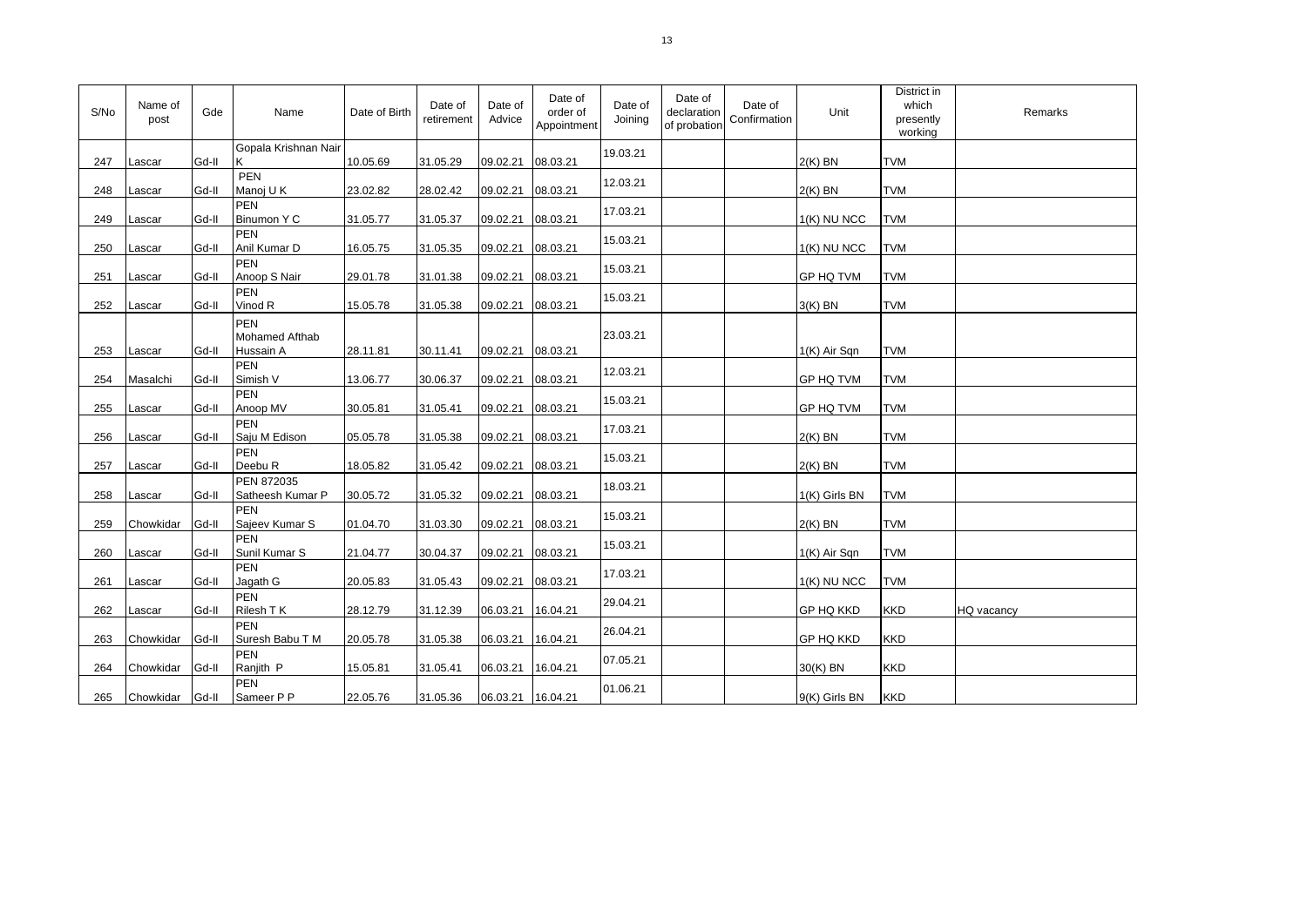| S/No | Name of post | Gde | Name | Date of Birth | Date of retirement | Date of Advice | Date of order of Appointment | Date of Joining | Date of declaration of probation | Date of Confirmation | Unit | District in which presently working | Remarks |
|---|---|---|---|---|---|---|---|---|---|---|---|---|---|
| 247 | Lascar | Gd-II | Gopala Krishnan Nair K | 10.05.69 | 31.05.29 | 09.02.21 | 08.03.21 | 19.03.21 | | | 2(K) BN | TVM | |
| 248 | Lascar | Gd-II | PEN Manoj U K | 23.02.82 | 28.02.42 | 09.02.21 | 08.03.21 | 12.03.21 | | | 2(K) BN | TVM | |
| 249 | Lascar | Gd-II | PEN Binumon Y C | 31.05.77 | 31.05.37 | 09.02.21 | 08.03.21 | 17.03.21 | | | 1(K) NU NCC | TVM | |
| 250 | Lascar | Gd-II | PEN Anil Kumar D | 16.05.75 | 31.05.35 | 09.02.21 | 08.03.21 | 15.03.21 | | | 1(K) NU NCC | TVM | |
| 251 | Lascar | Gd-II | PEN Anoop S Nair | 29.01.78 | 31.01.38 | 09.02.21 | 08.03.21 | 15.03.21 | | | GP HQ TVM | TVM | |
| 252 | Lascar | Gd-II | PEN Vinod R | 15.05.78 | 31.05.38 | 09.02.21 | 08.03.21 | 15.03.21 | | | 3(K) BN | TVM | |
| 253 | Lascar | Gd-II | PEN Mohamed Afthab Hussain A | 28.11.81 | 30.11.41 | 09.02.21 | 08.03.21 | 23.03.21 | | | 1(K) Air Sqn | TVM | |
| 254 | Masalchi | Gd-II | PEN Simish V | 13.06.77 | 30.06.37 | 09.02.21 | 08.03.21 | 12.03.21 | | | GP HQ TVM | TVM | |
| 255 | Lascar | Gd-II | PEN Anoop MV | 30.05.81 | 31.05.41 | 09.02.21 | 08.03.21 | 15.03.21 | | | GP HQ TVM | TVM | |
| 256 | Lascar | Gd-II | PEN Saju M Edison | 05.05.78 | 31.05.38 | 09.02.21 | 08.03.21 | 17.03.21 | | | 2(K) BN | TVM | |
| 257 | Lascar | Gd-II | PEN Deebu R | 18.05.82 | 31.05.42 | 09.02.21 | 08.03.21 | 15.03.21 | | | 2(K) BN | TVM | |
| 258 | Lascar | Gd-II | PEN 872035 Satheesh Kumar P | 30.05.72 | 31.05.32 | 09.02.21 | 08.03.21 | 18.03.21 | | | 1(K) Girls BN | TVM | |
| 259 | Chowkidar | Gd-II | PEN Sajeev Kumar S | 01.04.70 | 31.03.30 | 09.02.21 | 08.03.21 | 15.03.21 | | | 2(K) BN | TVM | |
| 260 | Lascar | Gd-II | PEN Sunil Kumar S | 21.04.77 | 30.04.37 | 09.02.21 | 08.03.21 | 15.03.21 | | | 1(K) Air Sqn | TVM | |
| 261 | Lascar | Gd-II | PEN Jagath G | 20.05.83 | 31.05.43 | 09.02.21 | 08.03.21 | 17.03.21 | | | 1(K) NU NCC | TVM | |
| 262 | Lascar | Gd-II | PEN Rilesh T K | 28.12.79 | 31.12.39 | 06.03.21 | 16.04.21 | 29.04.21 | | | GP HQ KKD | KKD | HQ vacancy |
| 263 | Chowkidar | Gd-II | PEN Suresh Babu T M | 20.05.78 | 31.05.38 | 06.03.21 | 16.04.21 | 26.04.21 | | | GP HQ KKD | KKD | |
| 264 | Chowkidar | Gd-II | PEN Ranjith P | 15.05.81 | 31.05.41 | 06.03.21 | 16.04.21 | 07.05.21 | | | 30(K) BN | KKD | |
| 265 | Chowkidar | Gd-II | PEN Sameer P P | 22.05.76 | 31.05.36 | 06.03.21 | 16.04.21 | 01.06.21 | | | 9(K) Girls BN | KKD | |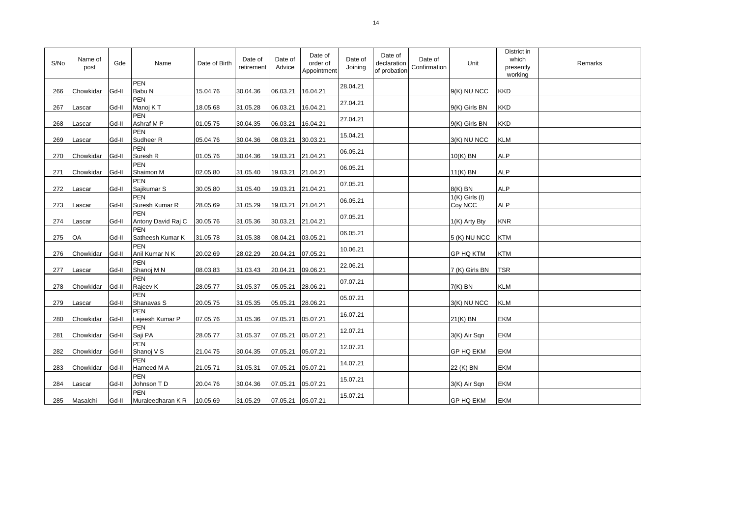| S/No | Name of post | Gde | Name | Date of Birth | Date of retirement | Date of Advice | Date of order of Appointment | Date of Joining | Date of declaration of probation | Date of Confirmation | Unit | District in which presently working | Remarks |
|---|---|---|---|---|---|---|---|---|---|---|---|---|---|
| 266 | Chowkidar | Gd-II | PEN Babu N | 15.04.76 | 30.04.36 | 06.03.21 | 16.04.21 | 28.04.21 | | | 9(K) NU NCC | KKD | |
| 267 | Lascar | Gd-II | PEN Manoj K T | 18.05.68 | 31.05.28 | 06.03.21 | 16.04.21 | 27.04.21 | | | 9(K) Girls BN | KKD | |
| 268 | Lascar | Gd-II | PEN Ashraf M P | 01.05.75 | 30.04.35 | 06.03.21 | 16.04.21 | 27.04.21 | | | 9(K) Girls BN | KKD | |
| 269 | Lascar | Gd-II | PEN Sudheer R | 05.04.76 | 30.04.36 | 08.03.21 | 30.03.21 | 15.04.21 | | | 3(K) NU NCC | KLM | |
| 270 | Chowkidar | Gd-II | PEN Suresh R | 01.05.76 | 30.04.36 | 19.03.21 | 21.04.21 | 06.05.21 | | | 10(K) BN | ALP | |
| 271 | Chowkidar | Gd-II | PEN Shaimon M | 02.05.80 | 31.05.40 | 19.03.21 | 21.04.21 | 06.05.21 | | | 11(K) BN | ALP | |
| 272 | Lascar | Gd-II | PEN Sajikumar S | 30.05.80 | 31.05.40 | 19.03.21 | 21.04.21 | 07.05.21 | | | 8(K) BN | ALP | |
| 273 | Lascar | Gd-II | PEN Suresh Kumar R | 28.05.69 | 31.05.29 | 19.03.21 | 21.04.21 | 06.05.21 | | | 1(K) Girls (I) Coy NCC | ALP | |
| 274 | Lascar | Gd-II | PEN Antony David Raj C | 30.05.76 | 31.05.36 | 30.03.21 | 21.04.21 | 07.05.21 | | | 1(K) Arty Bty | KNR | |
| 275 | OA | Gd-II | PEN Satheesh Kumar K | 31.05.78 | 31.05.38 | 08.04.21 | 03.05.21 | 06.05.21 | | | 5 (K) NU NCC | KTM | |
| 276 | Chowkidar | Gd-II | PEN Anil Kumar N K | 20.02.69 | 28.02.29 | 20.04.21 | 07.05.21 | 10.06.21 | | | GP HQ KTM | KTM | |
| 277 | Lascar | Gd-II | PEN Shanoj M N | 08.03.83 | 31.03.43 | 20.04.21 | 09.06.21 | 22.06.21 | | | 7 (K) Girls BN | TSR | |
| 278 | Chowkidar | Gd-II | PEN Rajeev K | 28.05.77 | 31.05.37 | 05.05.21 | 28.06.21 | 07.07.21 | | | 7(K) BN | KLM | |
| 279 | Lascar | Gd-II | PEN Shanavas S | 20.05.75 | 31.05.35 | 05.05.21 | 28.06.21 | 05.07.21 | | | 3(K) NU NCC | KLM | |
| 280 | Chowkidar | Gd-II | PEN Lejeesh Kumar P | 07.05.76 | 31.05.36 | 07.05.21 | 05.07.21 | 16.07.21 | | | 21(K) BN | EKM | |
| 281 | Chowkidar | Gd-II | PEN Saji PA | 28.05.77 | 31.05.37 | 07.05.21 | 05.07.21 | 12.07.21 | | | 3(K) Air Sqn | EKM | |
| 282 | Chowkidar | Gd-II | PEN Shanoj V S | 21.04.75 | 30.04.35 | 07.05.21 | 05.07.21 | 12.07.21 | | | GP HQ EKM | EKM | |
| 283 | Chowkidar | Gd-II | PEN Hameed M A | 21.05.71 | 31.05.31 | 07.05.21 | 05.07.21 | 14.07.21 | | | 22 (K) BN | EKM | |
| 284 | Lascar | Gd-II | PEN Johnson T D | 20.04.76 | 30.04.36 | 07.05.21 | 05.07.21 | 15.07.21 | | | 3(K) Air Sqn | EKM | |
| 285 | Masalchi | Gd-II | PEN Muraleedharan K R | 10.05.69 | 31.05.29 | 07.05.21 | 05.07.21 | 15.07.21 | | | GP HQ EKM | EKM | |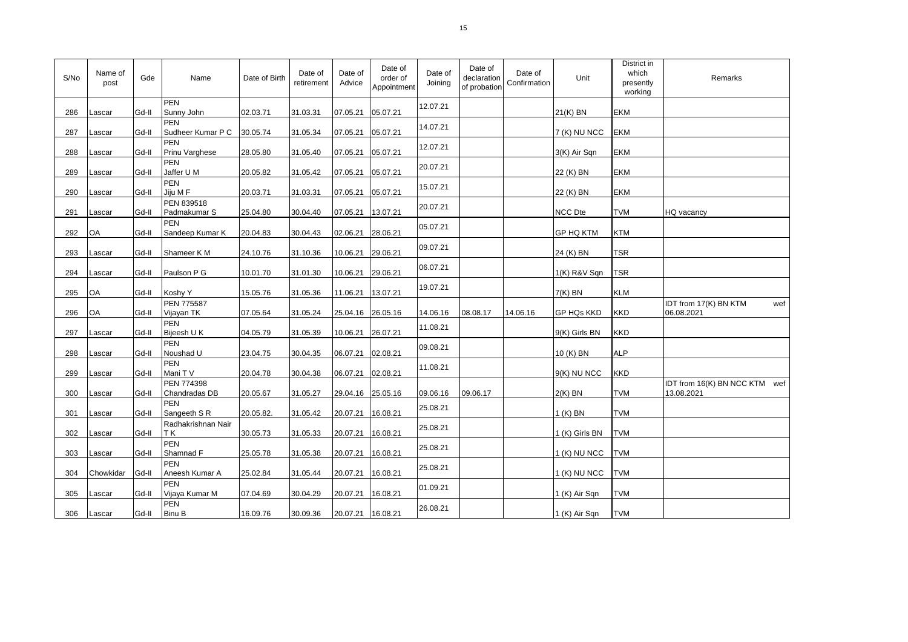| S/No | Name of post | Gde | Name | Date of Birth | Date of retirement | Date of Advice | Date of order of Appointment | Date of Joining | Date of declaration of probation | Date of Confirmation | Unit | District in which presently working | Remarks |
|---|---|---|---|---|---|---|---|---|---|---|---|---|---|
| 286 | Lascar | Gd-II | PEN Sunny John | 02.03.71 | 31.03.31 | 07.05.21 | 05.07.21 | 12.07.21 | | | 21(K) BN | EKM | |
| 287 | Lascar | Gd-II | PEN Sudheer Kumar P C | 30.05.74 | 31.05.34 | 07.05.21 | 05.07.21 | 14.07.21 | | | 7 (K) NU NCC | EKM | |
| 288 | Lascar | Gd-II | PEN Prinu Varghese | 28.05.80 | 31.05.40 | 07.05.21 | 05.07.21 | 12.07.21 | | | 3(K) Air Sqn | EKM | |
| 289 | Lascar | Gd-II | PEN Jaffer U M | 20.05.82 | 31.05.42 | 07.05.21 | 05.07.21 | 20.07.21 | | | 22 (K) BN | EKM | |
| 290 | Lascar | Gd-II | PEN Jiju M F | 20.03.71 | 31.03.31 | 07.05.21 | 05.07.21 | 15.07.21 | | | 22 (K) BN | EKM | |
| 291 | Lascar | Gd-II | PEN 839518 Padmakumar S | 25.04.80 | 30.04.40 | 07.05.21 | 13.07.21 | 20.07.21 | | | NCC Dte | TVM | HQ vacancy |
| 292 | OA | Gd-II | PEN Sandeep Kumar K | 20.04.83 | 30.04.43 | 02.06.21 | 28.06.21 | 05.07.21 | | | GP HQ KTM | KTM | |
| 293 | Lascar | Gd-II | Shameer K M | 24.10.76 | 31.10.36 | 10.06.21 | 29.06.21 | 09.07.21 | | | 24 (K) BN | TSR | |
| 294 | Lascar | Gd-II | Paulson P G | 10.01.70 | 31.01.30 | 10.06.21 | 29.06.21 | 06.07.21 | | | 1(K) R&V Sqn | TSR | |
| 295 | OA | Gd-II | Koshy Y | 15.05.76 | 31.05.36 | 11.06.21 | 13.07.21 | 19.07.21 | | | 7(K) BN | KLM | |
| 296 | OA | Gd-II | PEN 775587 Vijayan TK | 07.05.64 | 31.05.24 | 25.04.16 | 26.05.16 | 14.06.16 | 08.08.17 | 14.06.16 | GP HQs KKD | KKD | IDT from 17(K) BN KTM wef 06.08.2021 |
| 297 | Lascar | Gd-II | PEN Bijeesh U K | 04.05.79 | 31.05.39 | 10.06.21 | 26.07.21 | 11.08.21 | | | 9(K) Girls BN | KKD | |
| 298 | Lascar | Gd-II | PEN Noushad U | 23.04.75 | 30.04.35 | 06.07.21 | 02.08.21 | 09.08.21 | | | 10 (K) BN | ALP | |
| 299 | Lascar | Gd-II | PEN Mani T V | 20.04.78 | 30.04.38 | 06.07.21 | 02.08.21 | 11.08.21 | | | 9(K) NU NCC | KKD | |
| 300 | Lascar | Gd-II | PEN 774398 Chandradas DB | 20.05.67 | 31.05.27 | 29.04.16 | 25.05.16 | 09.06.16 | 09.06.17 | | 2(K) BN | TVM | IDT from 16(K) BN NCC KTM wef 13.08.2021 |
| 301 | Lascar | Gd-II | PEN Sangeeth S R | 20.05.82. | 31.05.42 | 20.07.21 | 16.08.21 | 25.08.21 | | | 1 (K) BN | TVM | |
| 302 | Lascar | Gd-II | Radhakrishnan Nair T K | 30.05.73 | 31.05.33 | 20.07.21 | 16.08.21 | 25.08.21 | | | 1 (K) Girls BN | TVM | |
| 303 | Lascar | Gd-II | PEN Shamnad F | 25.05.78 | 31.05.38 | 20.07.21 | 16.08.21 | 25.08.21 | | | 1 (K) NU NCC | TVM | |
| 304 | Chowkidar | Gd-II | PEN Aneesh Kumar A | 25.02.84 | 31.05.44 | 20.07.21 | 16.08.21 | 25.08.21 | | | 1 (K) NU NCC | TVM | |
| 305 | Lascar | Gd-II | PEN Vijaya Kumar M | 07.04.69 | 30.04.29 | 20.07.21 | 16.08.21 | 01.09.21 | | | 1 (K) Air Sqn | TVM | |
| 306 | Lascar | Gd-II | PEN Binu B | 16.09.76 | 30.09.36 | 20.07.21 | 16.08.21 | 26.08.21 | | | 1 (K) Air Sqn | TVM | |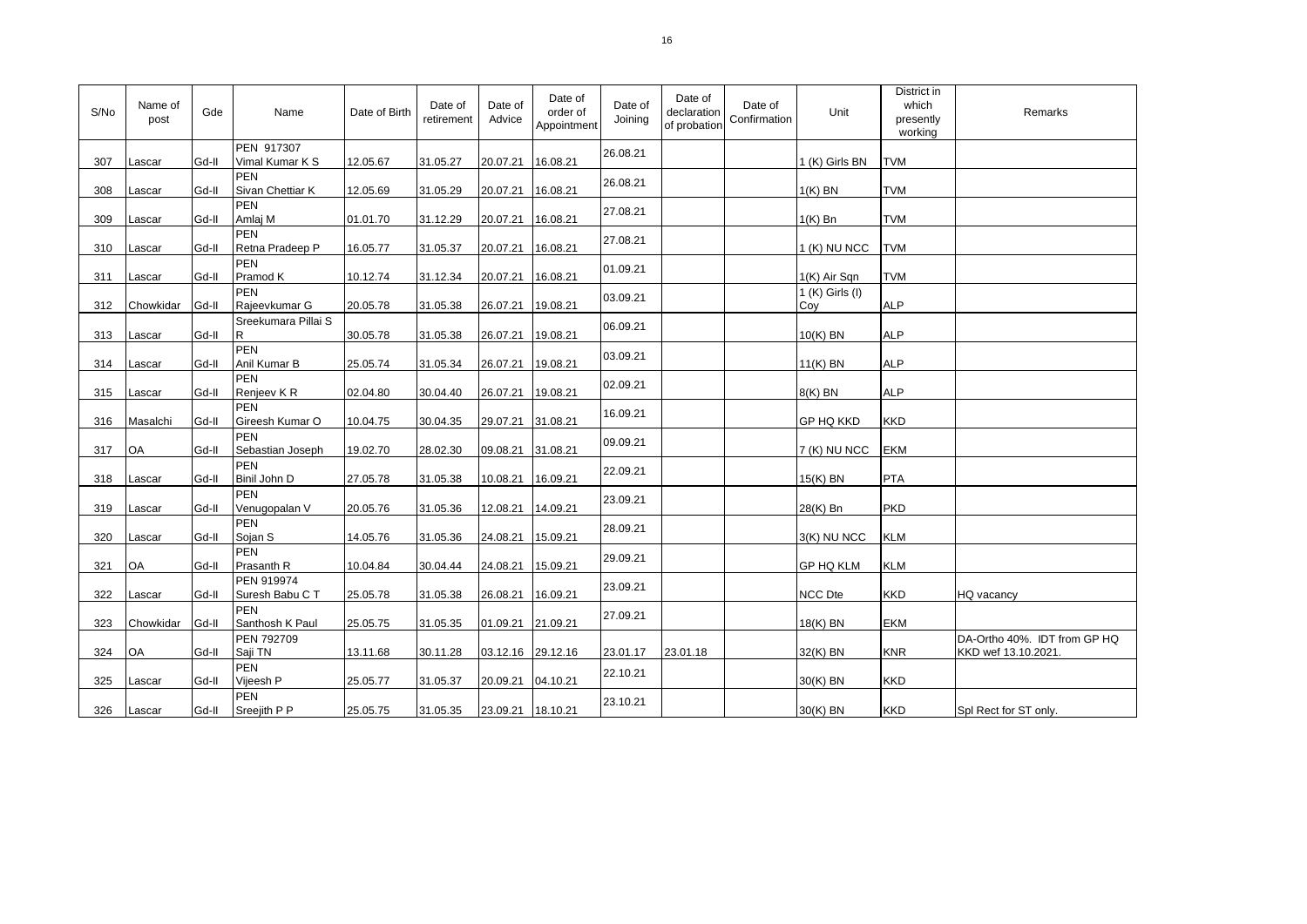| S/No | Name of post | Gde | Name | Date of Birth | Date of retirement | Date of Advice | Date of order of Appointment | Date of Joining | Date of declaration of probation | Date of Confirmation | Unit | District in which presently working | Remarks |
|---|---|---|---|---|---|---|---|---|---|---|---|---|---|
| 307 | Lascar | Gd-II | PEN 917307 Vimal Kumar K S | 12.05.67 | 31.05.27 | 20.07.21 | 16.08.21 | 26.08.21 | | | 1 (K) Girls BN | TVM | |
| 308 | Lascar | Gd-II | PEN Sivan Chettiar K | 12.05.69 | 31.05.29 | 20.07.21 | 16.08.21 | 26.08.21 | | | 1(K) BN | TVM | |
| 309 | Lascar | Gd-II | PEN Amlaj M | 01.01.70 | 31.12.29 | 20.07.21 | 16.08.21 | 27.08.21 | | | 1(K) Bn | TVM | |
| 310 | Lascar | Gd-II | PEN Retna Pradeep P | 16.05.77 | 31.05.37 | 20.07.21 | 16.08.21 | 27.08.21 | | | 1 (K) NU NCC | TVM | |
| 311 | Lascar | Gd-II | PEN Pramod K | 10.12.74 | 31.12.34 | 20.07.21 | 16.08.21 | 01.09.21 | | | 1(K) Air Sqn | TVM | |
| 312 | Chowkidar | Gd-II | PEN Rajeevkumar G | 20.05.78 | 31.05.38 | 26.07.21 | 19.08.21 | 03.09.21 | | | 1 (K) Girls (I) Coy | ALP | |
| 313 | Lascar | Gd-II | Sreekumara Pillai S R | 30.05.78 | 31.05.38 | 26.07.21 | 19.08.21 | 06.09.21 | | | 10(K) BN | ALP | |
| 314 | Lascar | Gd-II | PEN Anil Kumar B | 25.05.74 | 31.05.34 | 26.07.21 | 19.08.21 | 03.09.21 | | | 11(K) BN | ALP | |
| 315 | Lascar | Gd-II | PEN Renjeev K R | 02.04.80 | 30.04.40 | 26.07.21 | 19.08.21 | 02.09.21 | | | 8(K) BN | ALP | |
| 316 | Masalchi | Gd-II | PEN Gireesh Kumar O | 10.04.75 | 30.04.35 | 29.07.21 | 31.08.21 | 16.09.21 | | | GP HQ KKD | KKD | |
| 317 | OA | Gd-II | PEN Sebastian Joseph | 19.02.70 | 28.02.30 | 09.08.21 | 31.08.21 | 09.09.21 | | | 7 (K) NU NCC | EKM | |
| 318 | Lascar | Gd-II | PEN Binil John D | 27.05.78 | 31.05.38 | 10.08.21 | 16.09.21 | 22.09.21 | | | 15(K) BN | PTA | |
| 319 | Lascar | Gd-II | PEN Venugopalan V | 20.05.76 | 31.05.36 | 12.08.21 | 14.09.21 | 23.09.21 | | | 28(K) Bn | PKD | |
| 320 | Lascar | Gd-II | PEN Sojan S | 14.05.76 | 31.05.36 | 24.08.21 | 15.09.21 | 28.09.21 | | | 3(K) NU NCC | KLM | |
| 321 | OA | Gd-II | PEN Prasanth R | 10.04.84 | 30.04.44 | 24.08.21 | 15.09.21 | 29.09.21 | | | GP HQ KLM | KLM | |
| 322 | Lascar | Gd-II | PEN 919974 Suresh Babu C T | 25.05.78 | 31.05.38 | 26.08.21 | 16.09.21 | 23.09.21 | | | NCC Dte | KKD | HQ vacancy |
| 323 | Chowkidar | Gd-II | PEN Santhosh K Paul | 25.05.75 | 31.05.35 | 01.09.21 | 21.09.21 | 27.09.21 | | | 18(K) BN | EKM | |
| 324 | OA | Gd-II | PEN 792709 Saji TN | 13.11.68 | 30.11.28 | 03.12.16 | 29.12.16 | 23.01.17 | 23.01.18 | | 32(K) BN | KNR | DA-Ortho 40%. IDT from GP HQ KKD wef 13.10.2021. |
| 325 | Lascar | Gd-II | PEN Vijeesh P | 25.05.77 | 31.05.37 | 20.09.21 | 04.10.21 | 22.10.21 | | | 30(K) BN | KKD | |
| 326 | Lascar | Gd-II | PEN Sreejith P P | 25.05.75 | 31.05.35 | 23.09.21 | 18.10.21 | 23.10.21 | | | 30(K) BN | KKD | Spl Rect for ST only. |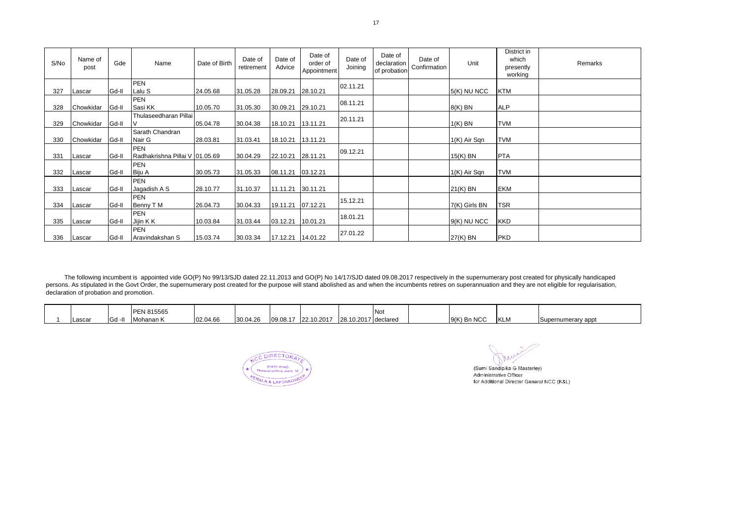| S/No | Name of post | Gde | Name | Date of Birth | Date of retirement | Date of Advice | Date of order of Appointment | Date of Joining | Date of declaration of probation | Date of Confirmation | Unit | District in which presently working | Remarks |
|---|---|---|---|---|---|---|---|---|---|---|---|---|---|
| 327 | Lascar | Gd-II | PEN Lalu S | 24.05.68 | 31.05.28 | 28.09.21 | 28.10.21 | 02.11.21 | | | 5(K) NU NCC | KTM | |
| 328 | Chowkidar | Gd-II | PEN Sasi KK | 10.05.70 | 31.05.30 | 30.09.21 | 29.10.21 | 08.11.21 | | | 8(K) BN | ALP | |
| 329 | Chowkidar | Gd-II | Thulaseedharan Pillai V | 05.04.78 | 30.04.38 | 18.10.21 | 13.11.21 | 20.11.21 | | | 1(K) BN | TVM | |
| 330 | Chowkidar | Gd-II | Sarath Chandran Nair G | 28.03.81 | 31.03.41 | 18.10.21 | 13.11.21 | | | | 1(K) Air Sqn | TVM | |
| 331 | Lascar | Gd-II | PEN Radhakrishna Pillai V | 01.05.69 | 30.04.29 | 22.10.21 | 28.11.21 | 09.12.21 | | | 15(K) BN | PTA | |
| 332 | Lascar | Gd-II | PEN Biju A | 30.05.73 | 31.05.33 | 08.11.21 | 03.12.21 | | | | 1(K) Air Sqn | TVM | |
| 333 | Lascar | Gd-II | PEN Jagadish A S | 28.10.77 | 31.10.37 | 11.11.21 | 30.11.21 | | | | 21(K) BN | EKM | |
| 334 | Lascar | Gd-II | PEN Benny T M | 26.04.73 | 30.04.33 | 19.11.21 | 07.12.21 | 15.12.21 | | | 7(K) Girls BN | TSR | |
| 335 | Lascar | Gd-II | PEN Jijin K K | 10.03.84 | 31.03.44 | 03.12.21 | 10.01.21 | 18.01.21 | | | 9(K) NU NCC | KKD | |
| 336 | Lascar | Gd-II | PEN Aravindakshan S | 15.03.74 | 30.03.34 | 17.12.21 | 14.01.22 | 27.01.22 | | | 27(K) BN | PKD | |

The following incumbent is appointed vide GO(P) No 99/13/SJD dated 22.11.2013 and GO(P) No 14/17/SJD dated 09.08.2017 respectively in the supernumerary post created for physically handicaped persons. As stipulated in the Govt Order, the supernumerary post created for the purpose will stand abolished as and when the incumbents retires on superannuation and they are not eligible for regularisation, declaration of probation and promotion.

| | | | | | | | | | | | | | |
|---|---|---|---|---|---|---|---|---|---|---|---|---|---|
| 1 | Lascar | Gd -II | PEN 815565 Mohanan K | 02.04.66 | 30.04.26 | 09.08.17 | 22.10.2017 | 28.10.2017 | Not declared | | 9(K) Bn NCC | KLM | Supernumerary appt |

NCC DIRECTORATE STATE WING Thiruvananthapuram -10 KERALA & LAKSHADWEEP

(Sumi Sandipika G Masterley)
Administrative Officer
for Additional Director General NCC (K&L)